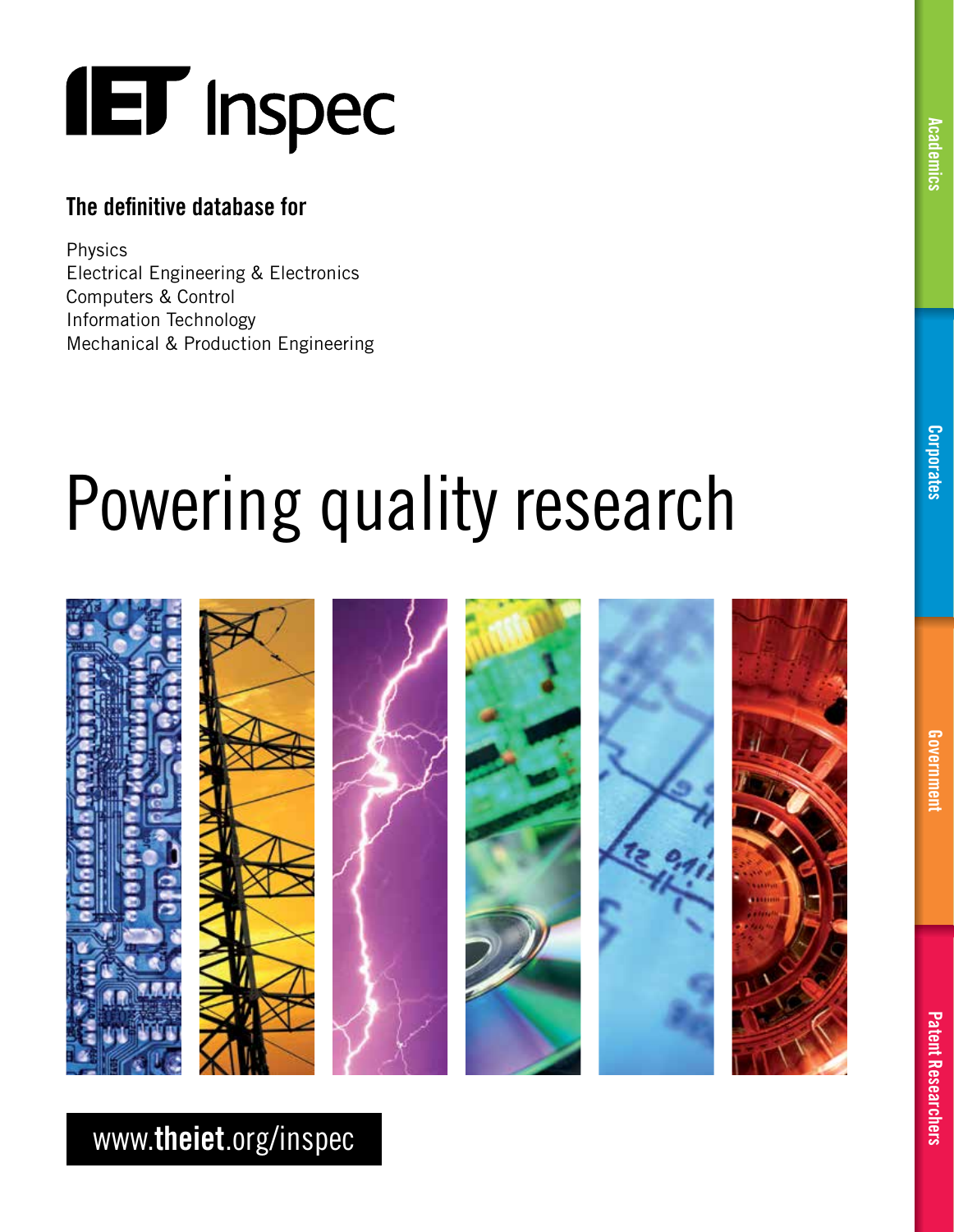# IET Inspec

**The definitive database for**

Physics
Electrical Engineering & Electronics
Computers & Control
Information Technology
Mechanical & Production Engineering

## Powering quality research

www.**theiet**.org/inspec

Academics

Corporates

Government

Patent Researchers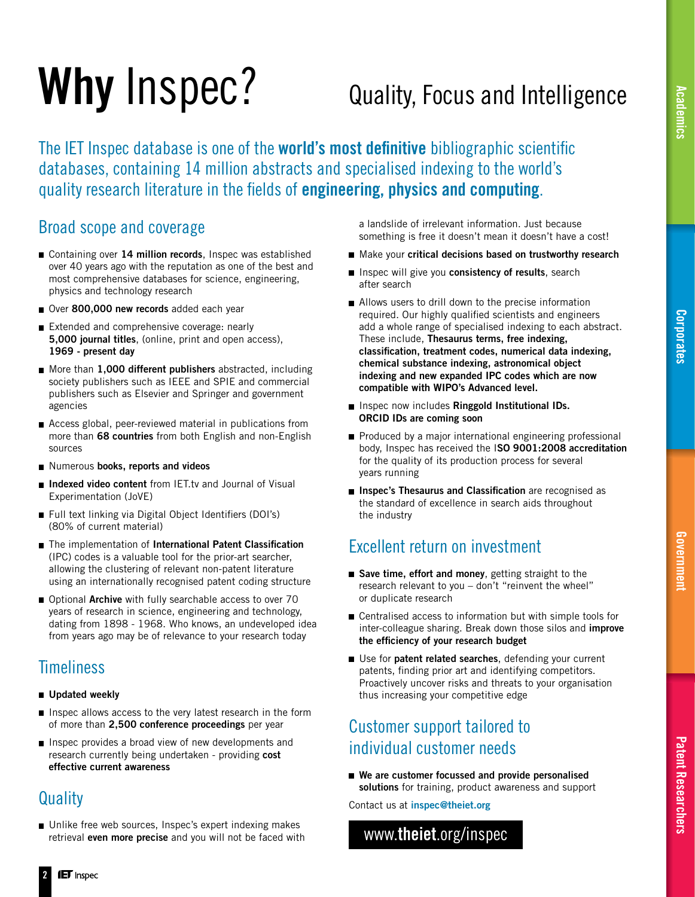# **Why** Inspec?

## Quality, Focus and Intelligence

The IET Inspec database is one of the **world's most definitive** bibliographic scientific databases, containing 14 million abstracts and specialised indexing to the world's quality research literature in the fields of **engineering, physics and computing**.

## Broad scope and coverage

- Containing over **14 million records**, Inspec was established over 40 years ago with the reputation as one of the best and most comprehensive databases for science, engineering, physics and technology research
- Over **800,000 new records** added each year
- Extended and comprehensive coverage: nearly **5,000 journal titles**, (online, print and open access), **1969 - present day**
- More than **1,000 different publishers** abstracted, including society publishers such as IEEE and SPIE and commercial publishers such as Elsevier and Springer and government agencies
- Access global, peer-reviewed material in publications from more than **68 countries** from both English and non-English sources
- Numerous **books, reports and videos**
- **Indexed video content** from IET.tv and Journal of Visual Experimentation (JoVE)
- Full text linking via Digital Object Identifiers (DOI's) (80% of current material)
- The implementation of **International Patent Classification** (IPC) codes is a valuable tool for the prior-art searcher, allowing the clustering of relevant non-patent literature using an internationally recognised patent coding structure
- Optional **Archive** with fully searchable access to over 70 years of research in science, engineering and technology, dating from 1898 - 1968. Who knows, an undeveloped idea from years ago may be of relevance to your research today

## Timeliness

- **Updated weekly**
- Inspec allows access to the very latest research in the form of more than **2,500 conference proceedings** per year
- Inspec provides a broad view of new developments and research currently being undertaken - providing **cost effective current awareness**

## Quality

- Unlike free web sources, Inspec's expert indexing makes retrieval **even more precise** and you will not be faced with a landslide of irrelevant information. Just because something is free it doesn't mean it doesn't have a cost!
- Make your **critical decisions based on trustworthy research**
- Inspec will give you **consistency of results**, search after search
- Allows users to drill down to the precise information required. Our highly qualified scientists and engineers add a whole range of specialised indexing to each abstract. These include, **Thesaurus terms, free indexing, classification, treatment codes, numerical data indexing, chemical substance indexing, astronomical object indexing and new expanded IPC codes which are now compatible with WIPO's Advanced level.**
- Inspec now includes **Ringgold Institutional IDs. ORCID IDs are coming soon**
- Produced by a major international engineering professional body, Inspec has received the I**SO 9001:2008 accreditation** for the quality of its production process for several years running
- **Inspec's Thesaurus and Classification** are recognised as the standard of excellence in search aids throughout the industry

## Excellent return on investment

- **Save time, effort and money**, getting straight to the research relevant to you – don't "reinvent the wheel" or duplicate research
- Centralised access to information but with simple tools for inter-colleague sharing. Break down those silos and **improve the efficiency of your research budget**
- Use for **patent related searches**, defending your current patents, finding prior art and identifying competitors. Proactively uncover risks and threats to your organisation thus increasing your competitive edge

## Customer support tailored to individual customer needs

- **We are customer focussed and provide personalised solutions** for training, product awareness and support

Contact us at **inspec@theiet.org**

www.**theiet**.org/inspec

Academics | Corporates | Government | Patent Researchers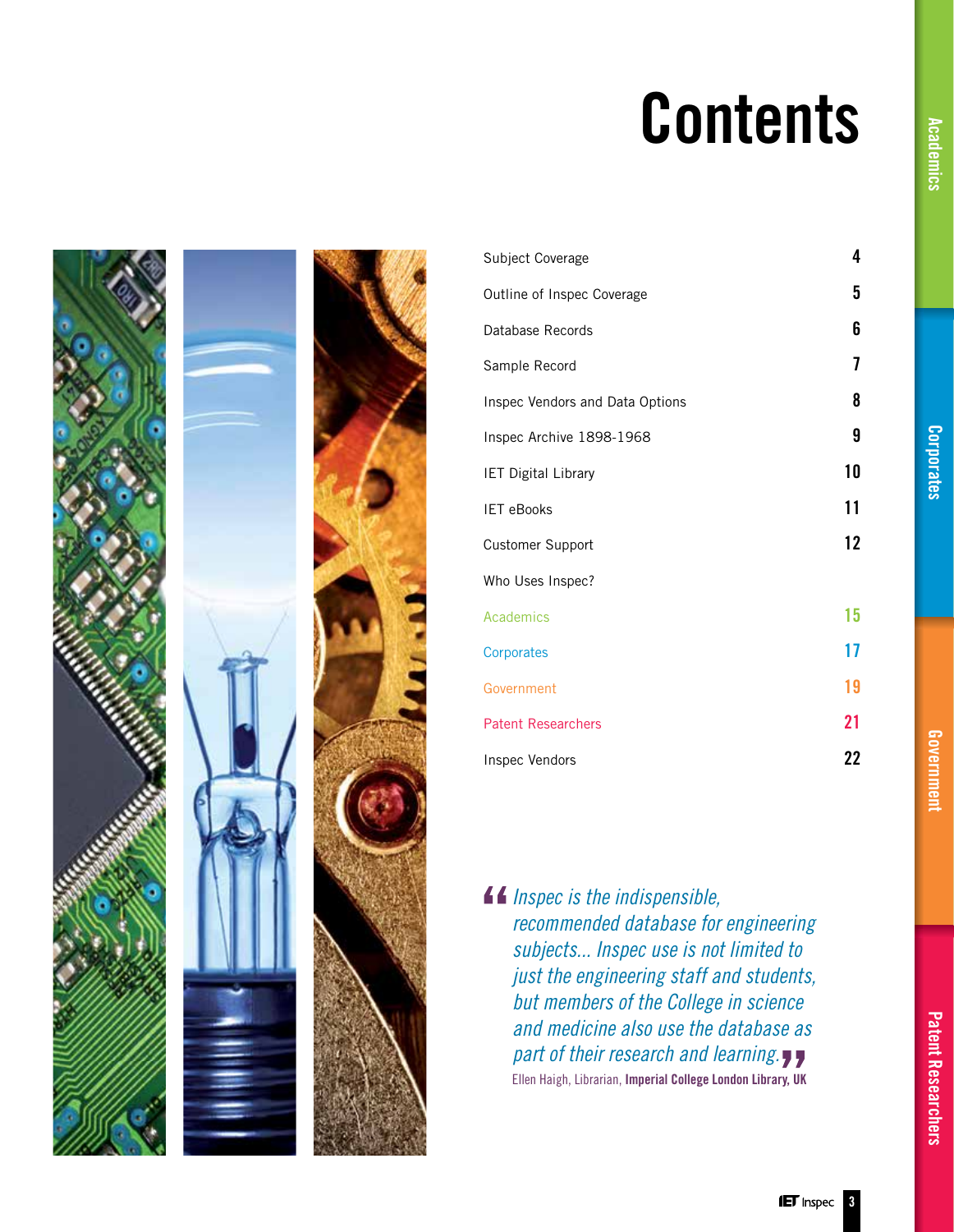# Contents

| | |
|---|---|
| Subject Coverage | 4 |
| Outline of Inspec Coverage | 5 |
| Database Records | 6 |
| Sample Record | 7 |
| Inspec Vendors and Data Options | 8 |
| Inspec Archive 1898-1968 | 9 |
| IET Digital Library | 10 |
| IET eBooks | 11 |
| Customer Support | 12 |
| Who Uses Inspec? | |
| Academics | 15 |
| Corporates | 17 |
| Government | 19 |
| Patent Researchers | 21 |
| Inspec Vendors | 22 |

*"Inspec is the indispensible, recommended database for engineering subjects... Inspec use is not limited to just the engineering staff and students, but members of the College in science and medicine also use the database as part of their research and learning."*

Ellen Haigh, Librarian, **Imperial College London Library, UK**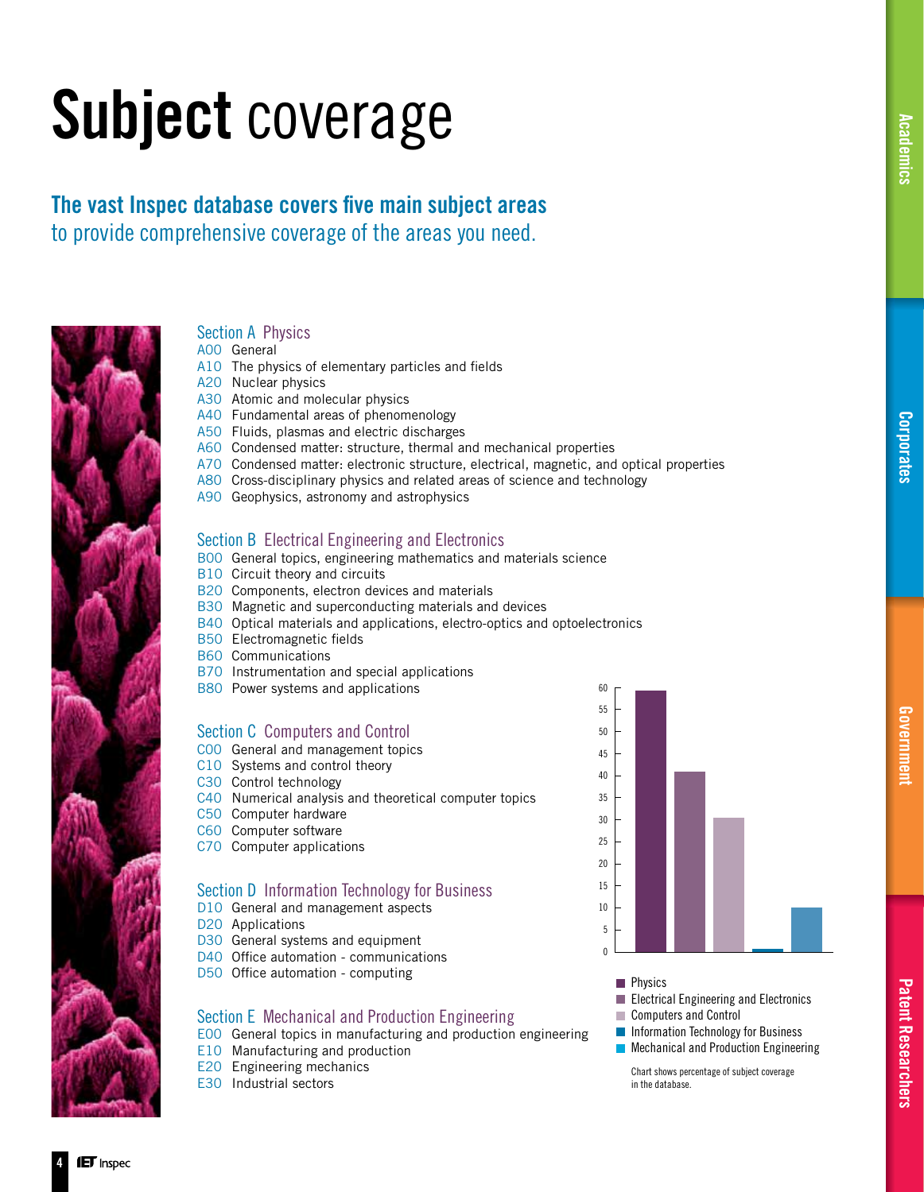# **Subject** coverage

**The vast Inspec database covers five main subject areas**
to provide comprehensive coverage of the areas you need.

## Section A Physics

- A00 General
- A10 The physics of elementary particles and fields
- A20 Nuclear physics
- A30 Atomic and molecular physics
- A40 Fundamental areas of phenomenology
- A50 Fluids, plasmas and electric discharges
- A60 Condensed matter: structure, thermal and mechanical properties
- A70 Condensed matter: electronic structure, electrical, magnetic, and optical properties
- A80 Cross-disciplinary physics and related areas of science and technology
- A90 Geophysics, astronomy and astrophysics

## Section B Electrical Engineering and Electronics

- B00 General topics, engineering mathematics and materials science
- B10 Circuit theory and circuits
- B20 Components, electron devices and materials
- B30 Magnetic and superconducting materials and devices
- B40 Optical materials and applications, electro-optics and optoelectronics
- B50 Electromagnetic fields
- B60 Communications
- B70 Instrumentation and special applications
- B80 Power systems and applications

## Section C Computers and Control

- C00 General and management topics
- C10 Systems and control theory
- C30 Control technology
- C40 Numerical analysis and theoretical computer topics
- C50 Computer hardware
- C60 Computer software
- C70 Computer applications

## Section D Information Technology for Business

- D10 General and management aspects
- D20 Applications
- D30 General systems and equipment
- D40 Office automation - communications
- D50 Office automation - computing

## Section E Mechanical and Production Engineering

- E00 General topics in manufacturing and production engineering
- E10 Manufacturing and production
- E20 Engineering mechanics
- E30 Industrial sectors

Legend: Physics; Electrical Engineering and Electronics; Computers and Control; Information Technology for Business; Mechanical and Production Engineering

Chart shows percentage of subject coverage in the database.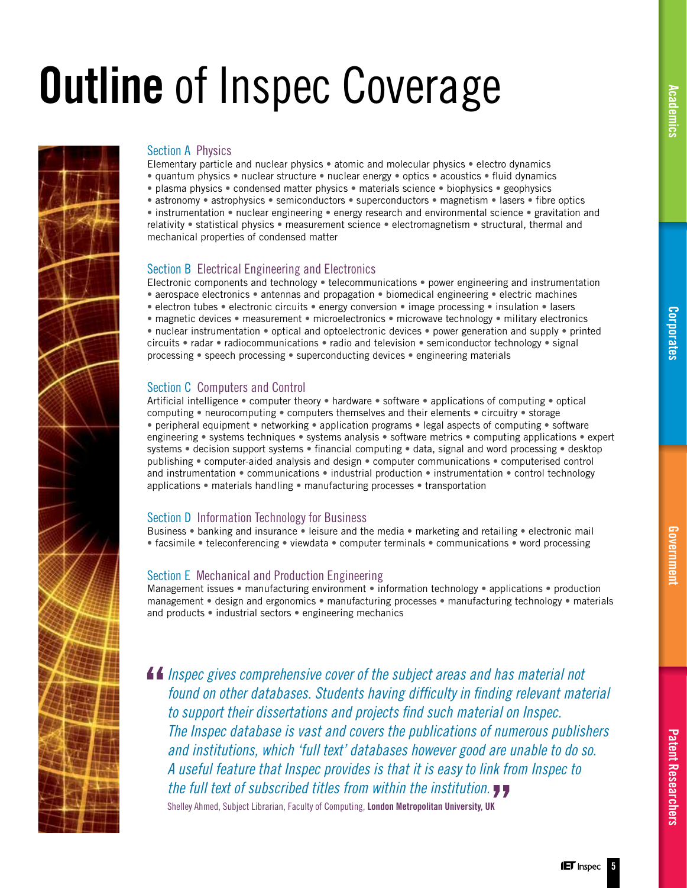# **Outline** of Inspec Coverage

### Section A Physics

Elementary particle and nuclear physics • atomic and molecular physics • electro dynamics • quantum physics • nuclear structure • nuclear energy • optics • acoustics • fluid dynamics • plasma physics • condensed matter physics • materials science • biophysics • geophysics • astronomy • astrophysics • semiconductors • superconductors • magnetism • lasers • fibre optics • instrumentation • nuclear engineering • energy research and environmental science • gravitation and relativity • statistical physics • measurement science • electromagnetism • structural, thermal and mechanical properties of condensed matter

### Section B Electrical Engineering and Electronics

Electronic components and technology • telecommunications • power engineering and instrumentation • aerospace electronics • antennas and propagation • biomedical engineering • electric machines • electron tubes • electronic circuits • energy conversion • image processing • insulation • lasers • magnetic devices • measurement • microelectronics • microwave technology • military electronics • nuclear instrumentation • optical and optoelectronic devices • power generation and supply • printed circuits • radar • radiocommunications • radio and television • semiconductor technology • signal processing • speech processing • superconducting devices • engineering materials

### Section C Computers and Control

Artificial intelligence • computer theory • hardware • software • applications of computing • optical computing • neurocomputing • computers themselves and their elements • circuitry • storage • peripheral equipment • networking • application programs • legal aspects of computing • software engineering • systems techniques • systems analysis • software metrics • computing applications • expert systems • decision support systems • financial computing • data, signal and word processing • desktop publishing • computer-aided analysis and design • computer communications • computerised control and instrumentation • communications • industrial production • instrumentation • control technology applications • materials handling • manufacturing processes • transportation

### Section D Information Technology for Business

Business • banking and insurance • leisure and the media • marketing and retailing • electronic mail • facsimile • teleconferencing • viewdata • computer terminals • communications • word processing

### Section E Mechanical and Production Engineering

Management issues • manufacturing environment • information technology • applications • production management • design and ergonomics • manufacturing processes • manufacturing technology • materials and products • industrial sectors • engineering mechanics

> *"Inspec gives comprehensive cover of the subject areas and has material not found on other databases. Students having difficulty in finding relevant material to support their dissertations and projects find such material on Inspec. The Inspec database is vast and covers the publications of numerous publishers and institutions, which 'full text' databases however good are unable to do so. A useful feature that Inspec provides is that it is easy to link from Inspec to the full text of subscribed titles from within the institution."*
>
> Shelley Ahmed, Subject Librarian, Faculty of Computing, **London Metropolitan University, UK**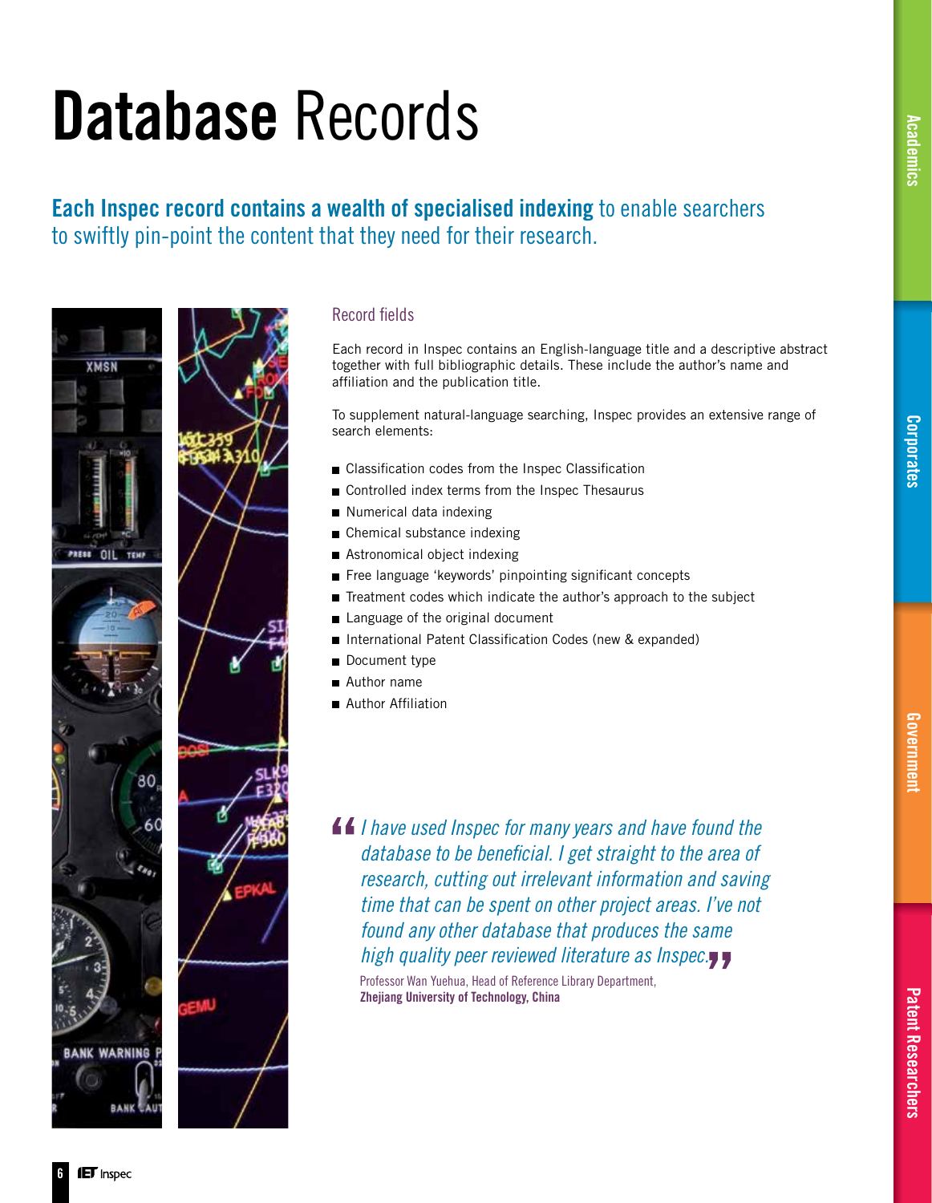# **Database** Records

**Each Inspec record contains a wealth of specialised indexing** to enable searchers to swiftly pin-point the content that they need for their research.

## Record fields

Each record in Inspec contains an English-language title and a descriptive abstract together with full bibliographic details. These include the author's name and affiliation and the publication title.

To supplement natural-language searching, Inspec provides an extensive range of search elements:

- Classification codes from the Inspec Classification
- Controlled index terms from the Inspec Thesaurus
- Numerical data indexing
- Chemical substance indexing
- Astronomical object indexing
- Free language 'keywords' pinpointing significant concepts
- Treatment codes which indicate the author's approach to the subject
- Language of the original document
- International Patent Classification Codes (new & expanded)
- Document type
- Author name
- Author Affiliation

> *"I have used Inspec for many years and have found the database to be beneficial. I get straight to the area of research, cutting out irrelevant information and saving time that can be spent on other project areas. I've not found any other database that produces the same high quality peer reviewed literature as Inspec."*
>
> Professor Wan Yuehua, Head of Reference Library Department,
> **Zhejiang University of Technology, China**

Academics

Corporates

Government

Patent Researchers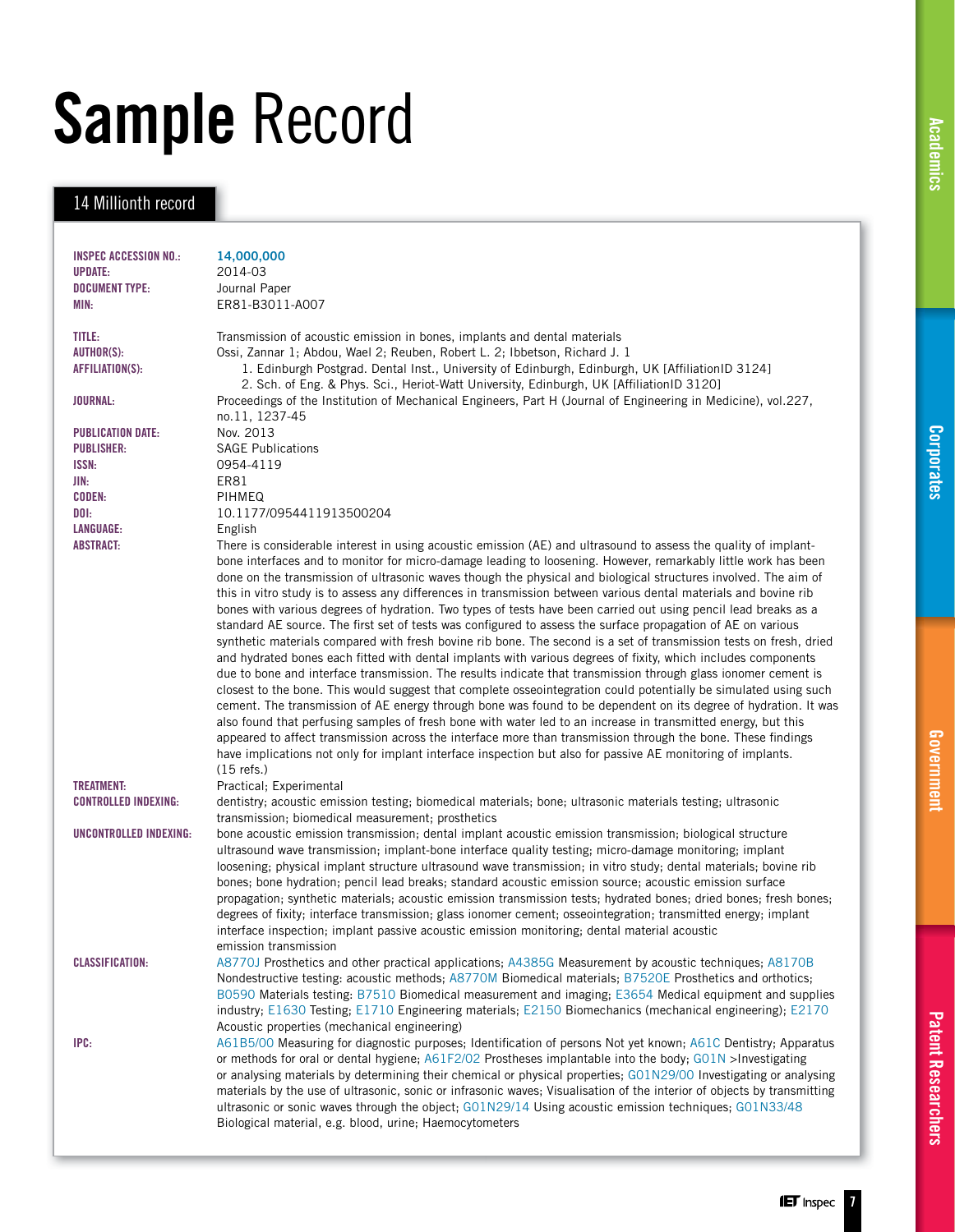# **Sample** Record

## 14 Millionth record

**INSPEC ACCESSION NO.:** 14,000,000
**UPDATE:** 2014-03
**DOCUMENT TYPE:** Journal Paper
**MIN:** ER81-B3011-A007

**TITLE:** Transmission of acoustic emission in bones, implants and dental materials
**AUTHOR(S):** Ossi, Zannar 1; Abdou, Wael 2; Reuben, Robert L. 2; Ibbetson, Richard J. 1
**AFFILIATION(S):**
1. Edinburgh Postgrad. Dental Inst., University of Edinburgh, Edinburgh, UK [AffiliationID 3124]
2. Sch. of Eng. & Phys. Sci., Heriot-Watt University, Edinburgh, UK [AffiliationID 3120]

**JOURNAL:** Proceedings of the Institution of Mechanical Engineers, Part H (Journal of Engineering in Medicine), vol.227, no.11, 1237-45
**PUBLICATION DATE:** Nov. 2013
**PUBLISHER:** SAGE Publications
**ISSN:** 0954-4119
**JIN:** ER81
**CODEN:** PIHMEQ
**DOI:** 10.1177/0954411913500204
**LANGUAGE:** English
**ABSTRACT:** There is considerable interest in using acoustic emission (AE) and ultrasound to assess the quality of implant-bone interfaces and to monitor for micro-damage leading to loosening. However, remarkably little work has been done on the transmission of ultrasonic waves though the physical and biological structures involved. The aim of this in vitro study is to assess any differences in transmission between various dental materials and bovine rib bones with various degrees of hydration. Two types of tests have been carried out using pencil lead breaks as a standard AE source. The first set of tests was configured to assess the surface propagation of AE on various synthetic materials compared with fresh bovine rib bone. The second is a set of transmission tests on fresh, dried and hydrated bones each fitted with dental implants with various degrees of fixity, which includes components due to bone and interface transmission. The results indicate that transmission through glass ionomer cement is closest to the bone. This would suggest that complete osseointegration could potentially be simulated using such cement. The transmission of AE energy through bone was found to be dependent on its degree of hydration. It was also found that perfusing samples of fresh bone with water led to an increase in transmitted energy, but this appeared to affect transmission across the interface more than transmission through the bone. These findings have implications not only for implant interface inspection but also for passive AE monitoring of implants.
(15 refs.)
**TREATMENT:** Practical; Experimental
**CONTROLLED INDEXING:** dentistry; acoustic emission testing; biomedical materials; bone; ultrasonic materials testing; ultrasonic transmission; biomedical measurement; prosthetics
**UNCONTROLLED INDEXING:** bone acoustic emission transmission; dental implant acoustic emission transmission; biological structure ultrasound wave transmission; implant-bone interface quality testing; micro-damage monitoring; implant loosening; physical implant structure ultrasound wave transmission; in vitro study; dental materials; bovine rib bones; bone hydration; pencil lead breaks; standard acoustic emission source; acoustic emission surface propagation; synthetic materials; acoustic emission transmission tests; hydrated bones; dried bones; fresh bones; degrees of fixity; interface transmission; glass ionomer cement; osseointegration; transmitted energy; implant interface inspection; implant passive acoustic emission monitoring; dental material acoustic emission transmission
**CLASSIFICATION:** A8770J Prosthetics and other practical applications; A4385G Measurement by acoustic techniques; A8170B Nondestructive testing: acoustic methods; A8770M Biomedical materials; B7520E Prosthetics and orthotics; B0590 Materials testing; B7510 Biomedical measurement and imaging; E3654 Medical equipment and supplies industry; E1630 Testing; E1710 Engineering materials; E2150 Biomechanics (mechanical engineering); E2170 Acoustic properties (mechanical engineering)
**IPC:** A61B5/00 Measuring for diagnostic purposes; Identification of persons Not yet known; A61C Dentistry; Apparatus or methods for oral or dental hygiene; A61F2/02 Prostheses implantable into the body; G01N >Investigating or analysing materials by determining their chemical or physical properties; G01N29/00 Investigating or analysing materials by the use of ultrasonic, sonic or infrasonic waves; Visualisation of the interior of objects by transmitting ultrasonic or sonic waves through the object; G01N29/14 Using acoustic emission techniques; G01N33/48 Biological material, e.g. blood, urine; Haemocytometers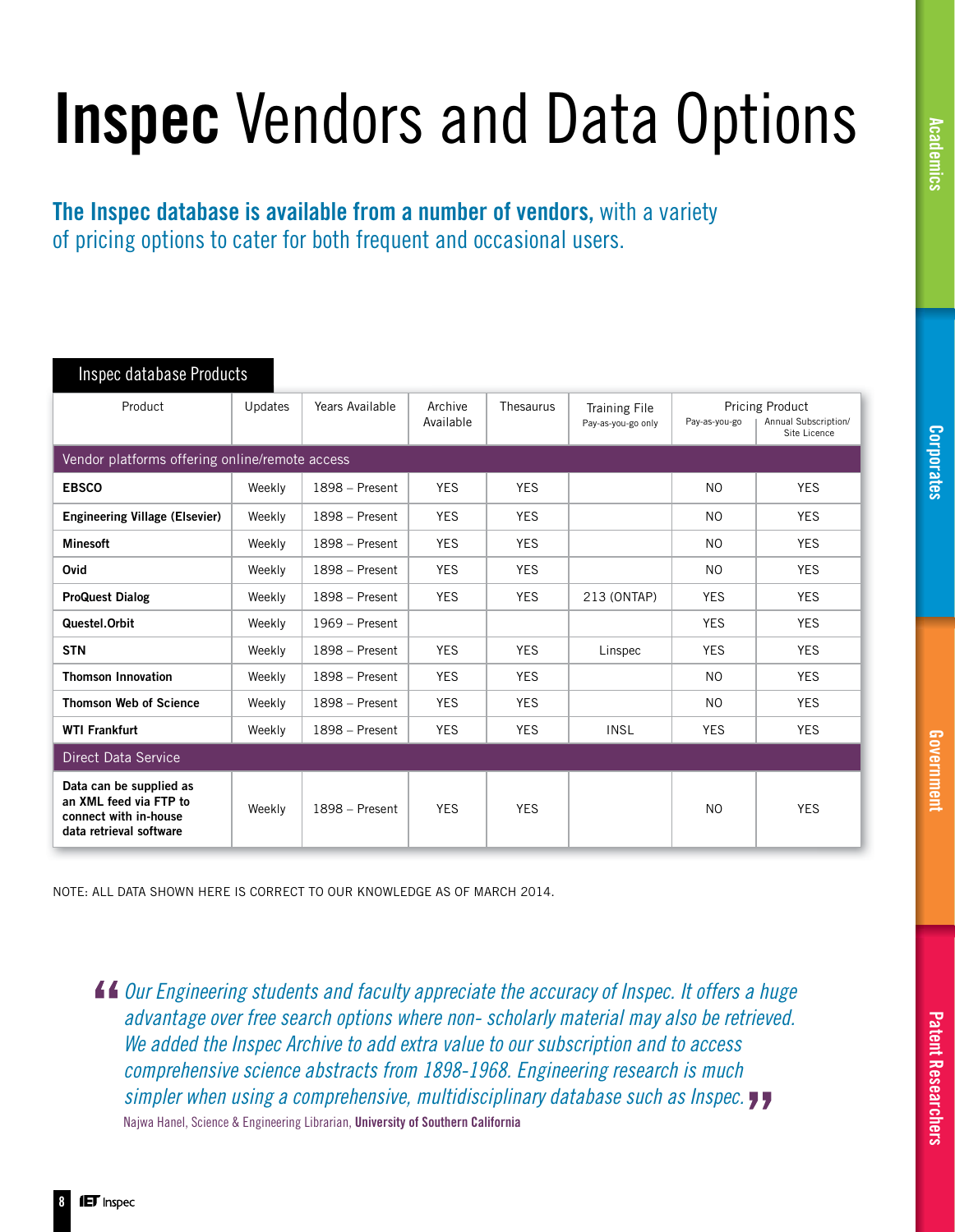# **Inspec** Vendors and Data Options

**The Inspec database is available from a number of vendors,** with a variety of pricing options to cater for both frequent and occasional users.

**Inspec database Products**

| Product | Updates | Years Available | Archive Available | Thesaurus | Training File Pay-as-you-go only | Pricing Product | |
|---|---|---|---|---|---|---|---|
| | | | | | | Pay-as-you-go | Annual Subscription/ Site Licence |
| **Vendor platforms offering online/remote access** | | | | | | | |
| **EBSCO** | Weekly | 1898 – Present | YES | YES | | NO | YES |
| **Engineering Village (Elsevier)** | Weekly | 1898 – Present | YES | YES | | NO | YES |
| **Minesoft** | Weekly | 1898 – Present | YES | YES | | NO | YES |
| **Ovid** | Weekly | 1898 – Present | YES | YES | | NO | YES |
| **ProQuest Dialog** | Weekly | 1898 – Present | YES | YES | 213 (ONTAP) | YES | YES |
| **Questel.Orbit** | Weekly | 1969 – Present | | | | YES | YES |
| **STN** | Weekly | 1898 – Present | YES | YES | Linspec | YES | YES |
| **Thomson Innovation** | Weekly | 1898 – Present | YES | YES | | NO | YES |
| **Thomson Web of Science** | Weekly | 1898 – Present | YES | YES | | NO | YES |
| **WTI Frankfurt** | Weekly | 1898 – Present | YES | YES | INSL | YES | YES |
| **Direct Data Service** | | | | | | | |
| **Data can be supplied as an XML feed via FTP to connect with in-house data retrieval software** | Weekly | 1898 – Present | YES | YES | | NO | YES |

NOTE: ALL DATA SHOWN HERE IS CORRECT TO OUR KNOWLEDGE AS OF MARCH 2014.

> *"Our Engineering students and faculty appreciate the accuracy of Inspec. It offers a huge advantage over free search options where non- scholarly material may also be retrieved. We added the Inspec Archive to add extra value to our subscription and to access comprehensive science abstracts from 1898-1968. Engineering research is much simpler when using a comprehensive, multidisciplinary database such as Inspec."*
>
> Najwa Hanel, Science & Engineering Librarian, **University of Southern California**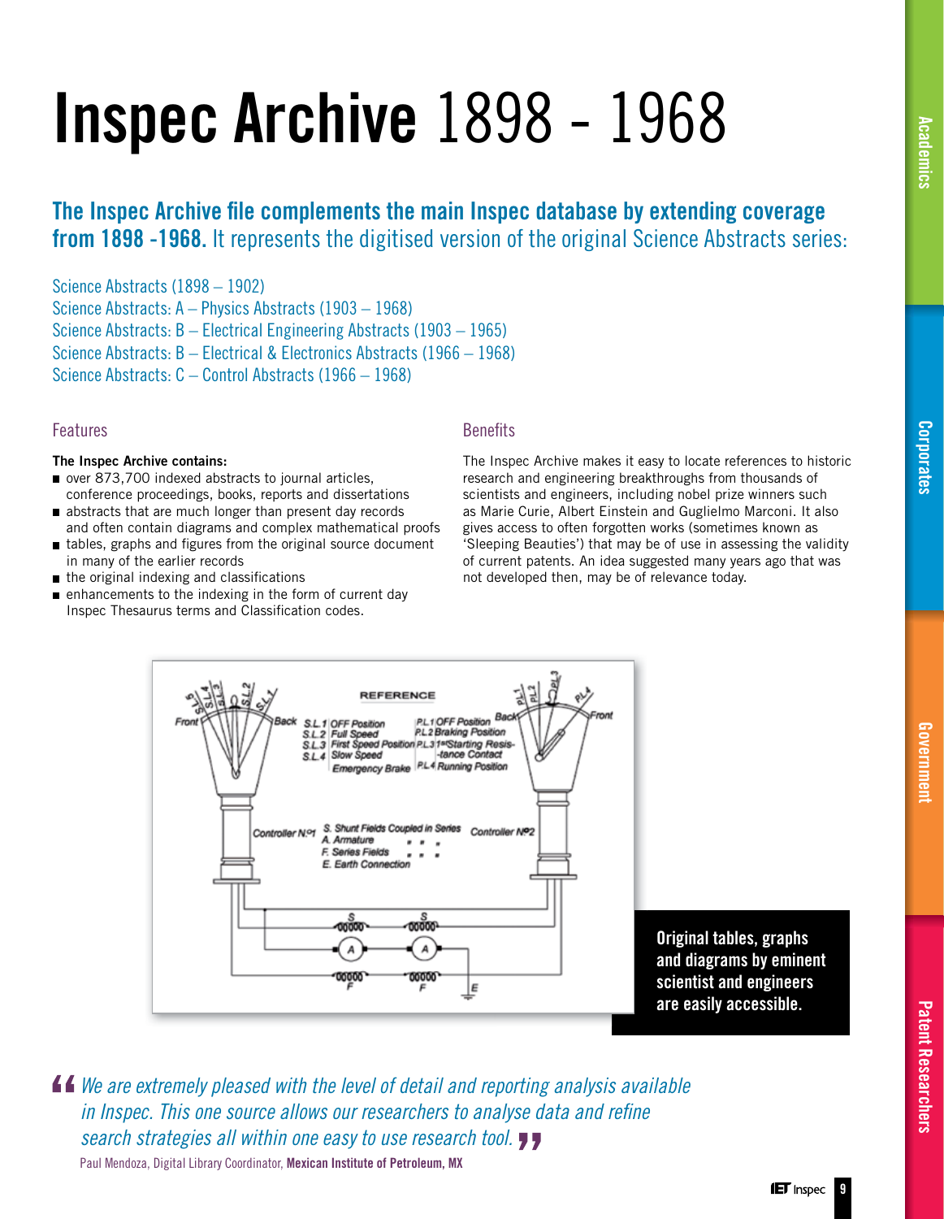# Inspec Archive 1898 - 1968

## **The Inspec Archive file complements the main Inspec database by extending coverage from 1898 -1968.** It represents the digitised version of the original Science Abstracts series:

Science Abstracts (1898 – 1902)
Science Abstracts: A – Physics Abstracts (1903 – 1968)
Science Abstracts: B – Electrical Engineering Abstracts (1903 – 1965)
Science Abstracts: B – Electrical & Electronics Abstracts (1966 – 1968)
Science Abstracts: C – Control Abstracts (1966 – 1968)

### Features

**The Inspec Archive contains:**

- over 873,700 indexed abstracts to journal articles, conference proceedings, books, reports and dissertations
- abstracts that are much longer than present day records and often contain diagrams and complex mathematical proofs
- tables, graphs and figures from the original source document in many of the earlier records
- the original indexing and classifications
- enhancements to the indexing in the form of current day Inspec Thesaurus terms and Classification codes.

### Benefits

The Inspec Archive makes it easy to locate references to historic research and engineering breakthroughs from thousands of scientists and engineers, including nobel prize winners such as Marie Curie, Albert Einstein and Guglielmo Marconi. It also gives access to often forgotten works (sometimes known as 'Sleeping Beauties') that may be of use in assessing the validity of current patents. An idea suggested many years ago that was not developed then, may be of relevance today.

**Original tables, graphs and diagrams by eminent scientist and engineers are easily accessible.**

> *We are extremely pleased with the level of detail and reporting analysis available in Inspec. This one source allows our researchers to analyse data and refine search strategies all within one easy to use research tool.*
>
> Paul Mendoza, Digital Library Coordinator, **Mexican Institute of Petroleum, MX**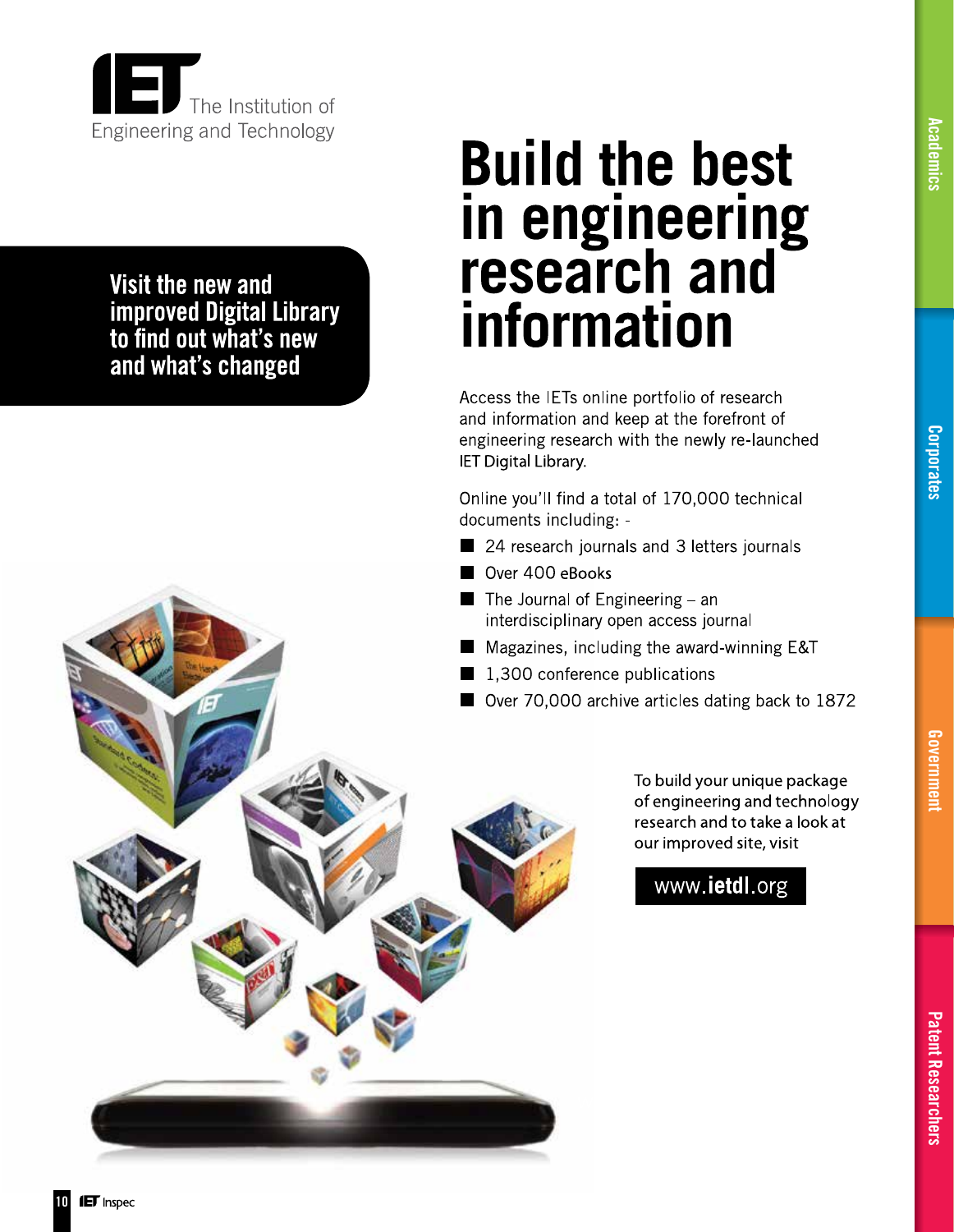The Institution of Engineering and Technology

**Visit the new and improved Digital Library to find out what's new and what's changed**

# Build the best in engineering research and information

Access the IETs online portfolio of research and information and keep at the forefront of engineering research with the newly re-launched IET Digital Library.

Online you'll find a total of 170,000 technical documents including: -

- 24 research journals and 3 letters journals
- Over 400 eBooks
- The Journal of Engineering – an interdisciplinary open access journal
- Magazines, including the award-winning E&T
- 1,300 conference publications
- Over 70,000 archive articles dating back to 1872

To build your unique package of engineering and technology research and to take a look at our improved site, visit

**www.ietdl.org**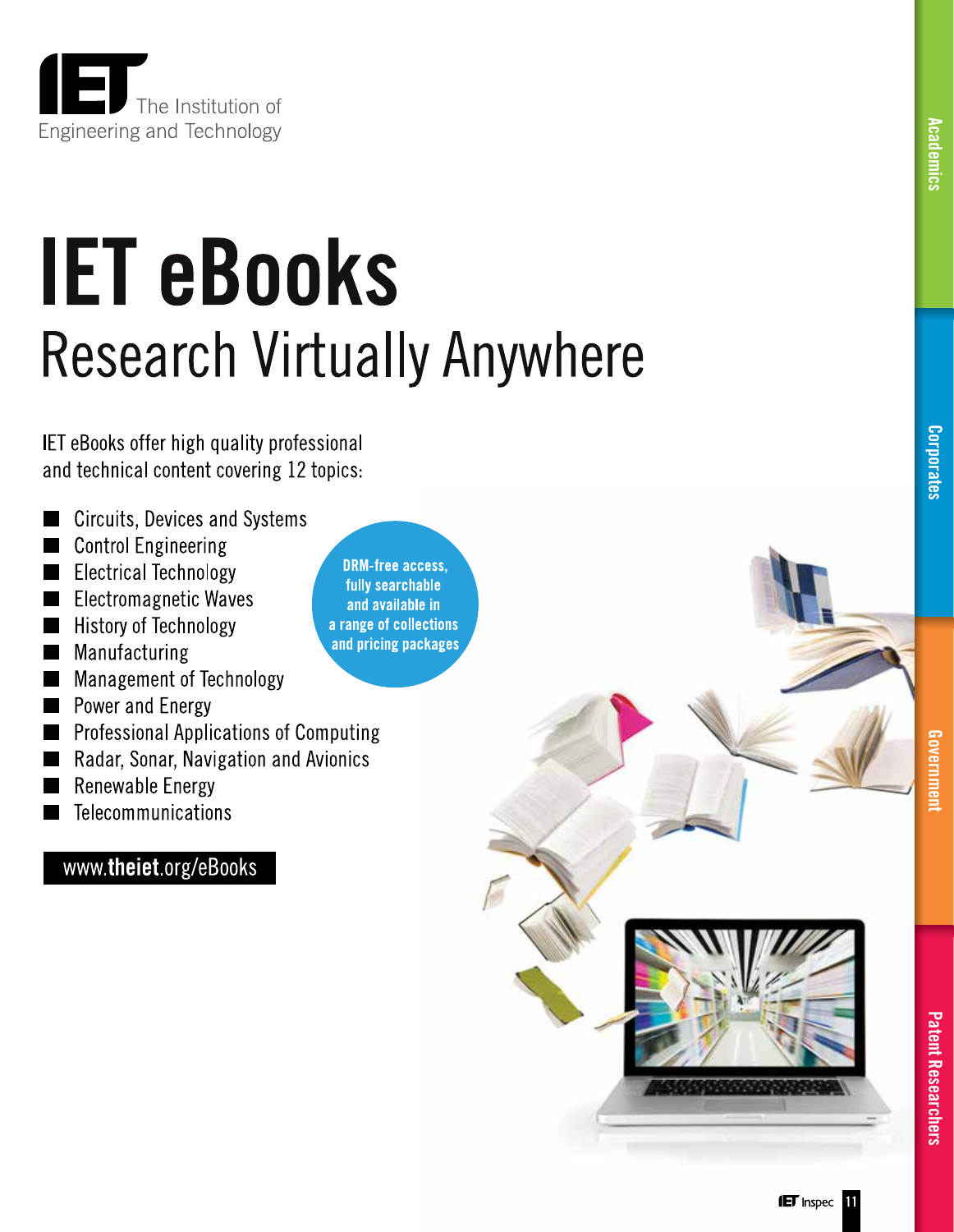The Institution of Engineering and Technology

# IET eBooks

## Research Virtually Anywhere

IET eBooks offer high quality professional and technical content covering 12 topics:

- Circuits, Devices and Systems
- Control Engineering
- Electrical Technology
- Electromagnetic Waves
- History of Technology
- Manufacturing
- Management of Technology
- Power and Energy
- Professional Applications of Computing
- Radar, Sonar, Navigation and Avionics
- Renewable Energy
- Telecommunications

**DRM-free access, fully searchable and available in a range of collections and pricing packages**

www.**theiet**.org/eBooks

Academics

Corporates

Government

Patent Researchers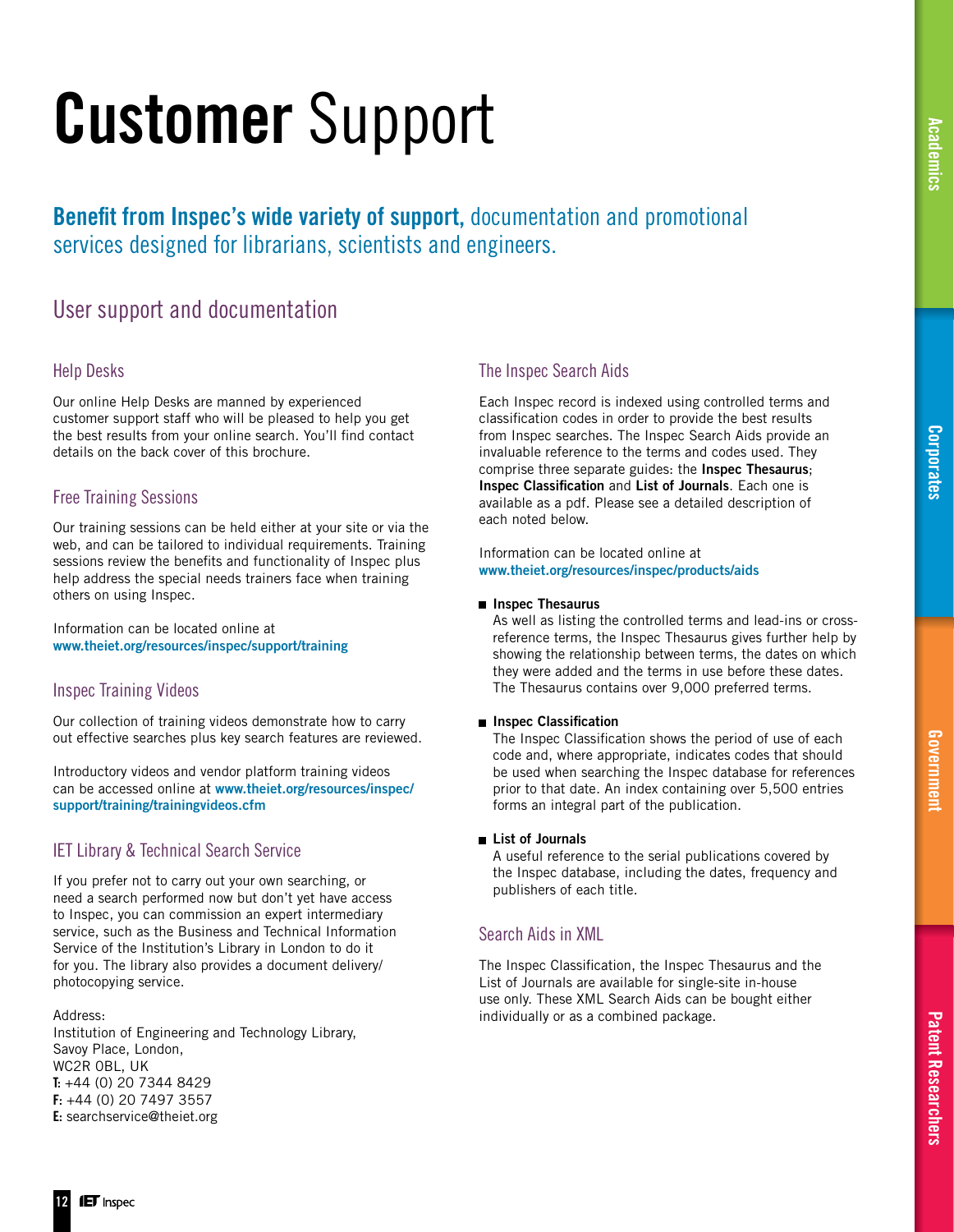# **Customer** Support

**Benefit from Inspec's wide variety of support,** documentation and promotional services designed for librarians, scientists and engineers.

## User support and documentation

### Help Desks

Our online Help Desks are manned by experienced customer support staff who will be pleased to help you get the best results from your online search. You'll find contact details on the back cover of this brochure.

### Free Training Sessions

Our training sessions can be held either at your site or via the web, and can be tailored to individual requirements. Training sessions review the benefits and functionality of Inspec plus help address the special needs trainers face when training others on using Inspec.

Information can be located online at
**www.theiet.org/resources/inspec/support/training**

### Inspec Training Videos

Our collection of training videos demonstrate how to carry out effective searches plus key search features are reviewed.

Introductory videos and vendor platform training videos can be accessed online at **www.theiet.org/resources/inspec/support/training/trainingvideos.cfm**

### IET Library & Technical Search Service

If you prefer not to carry out your own searching, or need a search performed now but don't yet have access to Inspec, you can commission an expert intermediary service, such as the Business and Technical Information Service of the Institution's Library in London to do it for you. The library also provides a document delivery/photocopying service.

Address:
Institution of Engineering and Technology Library,
Savoy Place, London,
WC2R 0BL, UK
**T:** +44 (0) 20 7344 8429
**F:** +44 (0) 20 7497 3557
**E:** searchservice@theiet.org

### The Inspec Search Aids

Each Inspec record is indexed using controlled terms and classification codes in order to provide the best results from Inspec searches. The Inspec Search Aids provide an invaluable reference to the terms and codes used. They comprise three separate guides: the **Inspec Thesaurus**; **Inspec Classification** and **List of Journals**. Each one is available as a pdf. Please see a detailed description of each noted below.

Information can be located online at
**www.theiet.org/resources/inspec/products/aids**

- **Inspec Thesaurus**
  As well as listing the controlled terms and lead-ins or cross-reference terms, the Inspec Thesaurus gives further help by showing the relationship between terms, the dates on which they were added and the terms in use before these dates. The Thesaurus contains over 9,000 preferred terms.

- **Inspec Classification**
  The Inspec Classification shows the period of use of each code and, where appropriate, indicates codes that should be used when searching the Inspec database for references prior to that date. An index containing over 5,500 entries forms an integral part of the publication.

- **List of Journals**
  A useful reference to the serial publications covered by the Inspec database, including the dates, frequency and publishers of each title.

### Search Aids in XML

The Inspec Classification, the Inspec Thesaurus and the List of Journals are available for single-site in-house use only. These XML Search Aids can be bought either individually or as a combined package.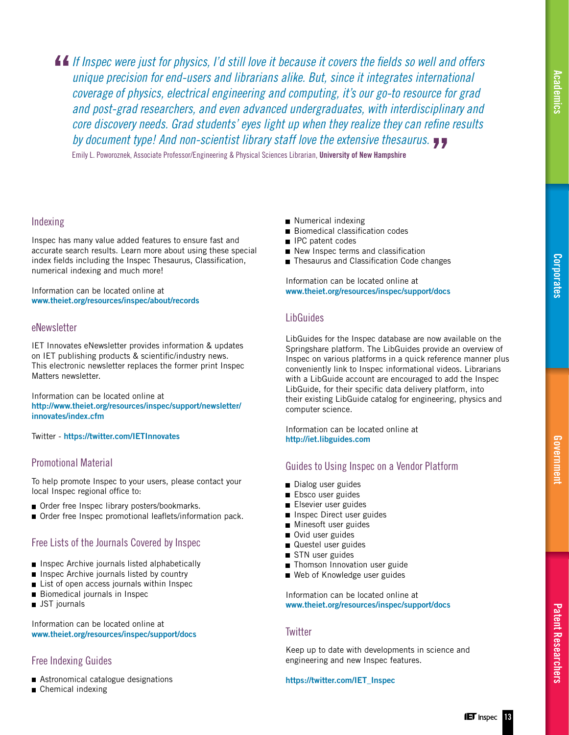> *If Inspec were just for physics, I'd still love it because it covers the fields so well and offers unique precision for end-users and librarians alike. But, since it integrates international coverage of physics, electrical engineering and computing, it's our go-to resource for grad and post-grad researchers, and even advanced undergraduates, with interdisciplinary and core discovery needs. Grad students' eyes light up when they realize they can refine results by document type! And non-scientist library staff love the extensive thesaurus.*
>
> Emily L. Poworoznek, Associate Professor/Engineering & Physical Sciences Librarian, **University of New Hampshire**

## Indexing

Inspec has many value added features to ensure fast and accurate search results. Learn more about using these special index fields including the Inspec Thesaurus, Classification, numerical indexing and much more!

Information can be located online at
**www.theiet.org/resources/inspec/about/records**

## eNewsletter

IET Innovates eNewsletter provides information & updates on IET publishing products & scientific/industry news. This electronic newsletter replaces the former print Inspec Matters newsletter.

Information can be located online at
**http://www.theiet.org/resources/inspec/support/newsletter/innovates/index.cfm**

Twitter - **https://twitter.com/IETInnovates**

## Promotional Material

To help promote Inspec to your users, please contact your local Inspec regional office to:

- Order free Inspec library posters/bookmarks.
- Order free Inspec promotional leaflets/information pack.

## Free Lists of the Journals Covered by Inspec

- Inspec Archive journals listed alphabetically
- Inspec Archive journals listed by country
- List of open access journals within Inspec
- Biomedical journals in Inspec
- JST journals

Information can be located online at
**www.theiet.org/resources/inspec/support/docs**

## Free Indexing Guides

- Astronomical catalogue designations
- Chemical indexing
- Numerical indexing
- Biomedical classification codes
- IPC patent codes
- New Inspec terms and classification
- Thesaurus and Classification Code changes

Information can be located online at
**www.theiet.org/resources/inspec/support/docs**

## LibGuides

LibGuides for the Inspec database are now available on the Springshare platform. The LibGuides provide an overview of Inspec on various platforms in a quick reference manner plus conveniently link to Inspec informational videos. Librarians with a LibGuide account are encouraged to add the Inspec LibGuide, for their specific data delivery platform, into their existing LibGuide catalog for engineering, physics and computer science.

Information can be located online at
**http://iet.libguides.com**

## Guides to Using Inspec on a Vendor Platform

- Dialog user guides
- Ebsco user guides
- Elsevier user guides
- Inspec Direct user guides
- Minesoft user guides
- Ovid user guides
- Questel user guides
- STN user guides
- Thomson Innovation user guide
- Web of Knowledge user guides

Information can be located online at
**www.theiet.org/resources/inspec/support/docs**

## Twitter

Keep up to date with developments in science and engineering and new Inspec features.

**https://twitter.com/IET_Inspec**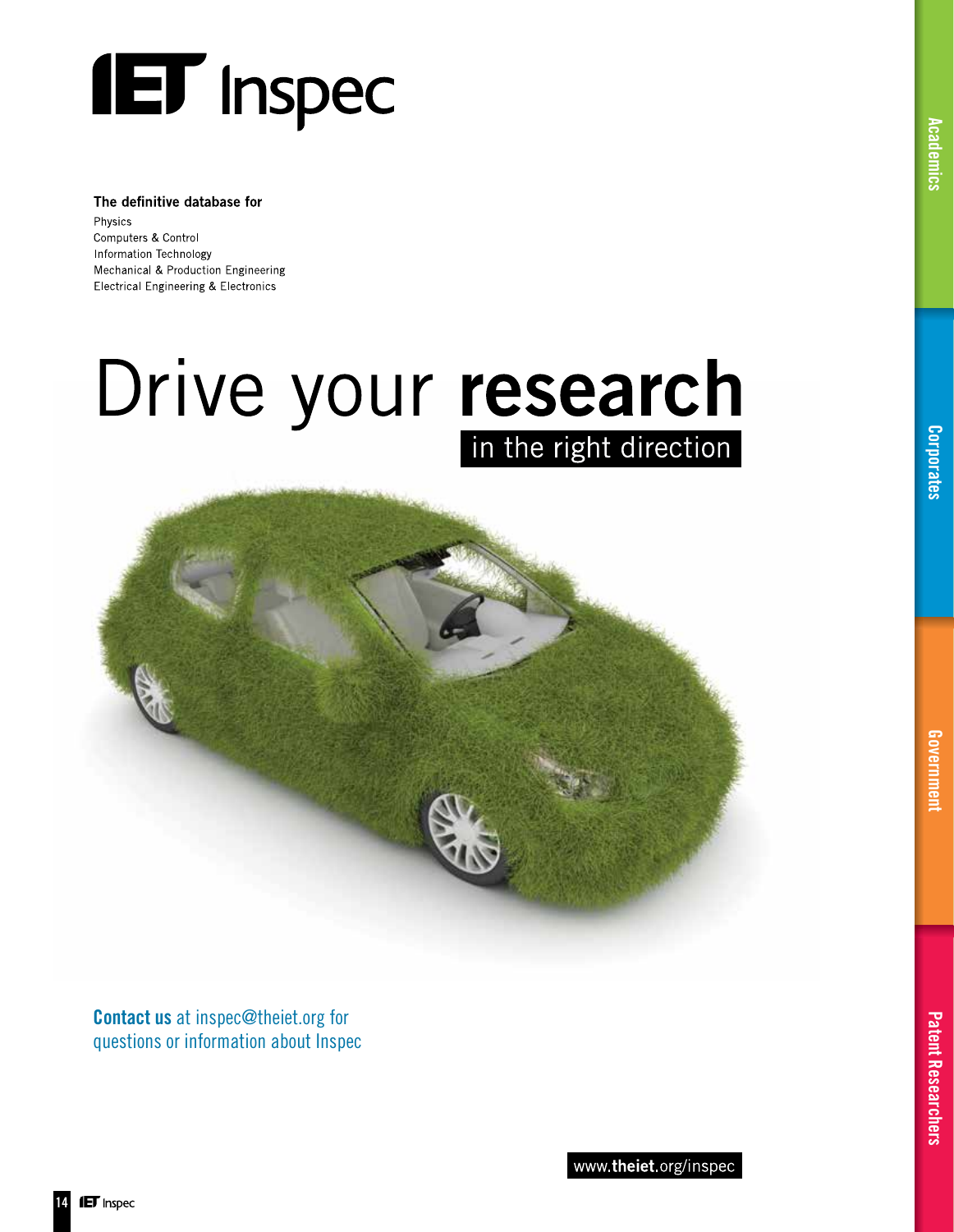# IET Inspec

**The definitive database for**

- Physics
- Computers & Control
- Information Technology
- Mechanical & Production Engineering
- Electrical Engineering & Electronics

# Drive your **research**

## in the right direction

**Contact us** at inspec@theiet.org for questions or information about Inspec

www.**theiet**.org/inspec

Academics

Corporates

Government

Patent Researchers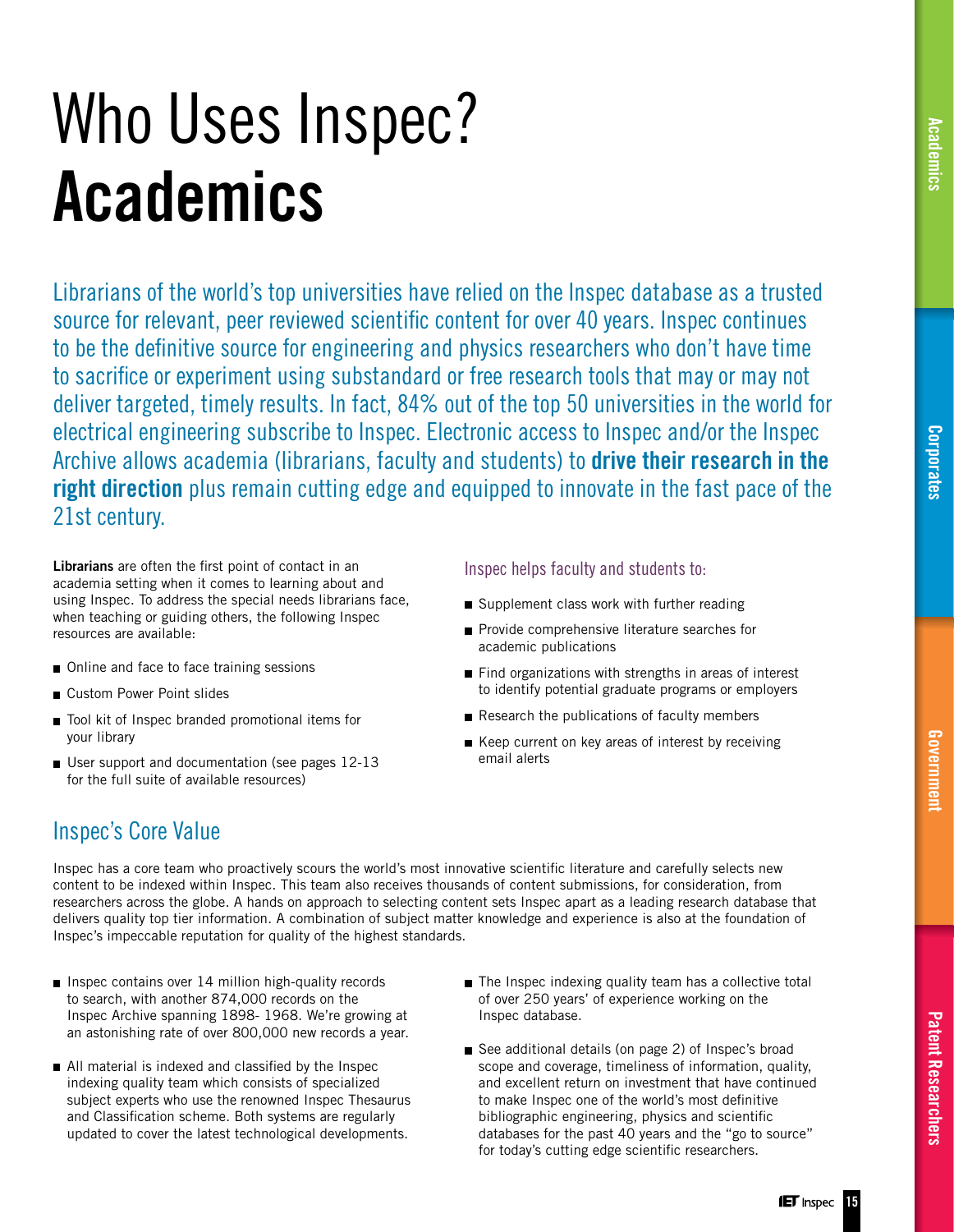# Who Uses Inspec?
# Academics

Librarians of the world's top universities have relied on the Inspec database as a trusted source for relevant, peer reviewed scientific content for over 40 years. Inspec continues to be the definitive source for engineering and physics researchers who don't have time to sacrifice or experiment using substandard or free research tools that may or may not deliver targeted, timely results. In fact, 84% out of the top 50 universities in the world for electrical engineering subscribe to Inspec. Electronic access to Inspec and/or the Inspec Archive allows academia (librarians, faculty and students) to **drive their research in the right direction** plus remain cutting edge and equipped to innovate in the fast pace of the 21st century.

**Librarians** are often the first point of contact in an academia setting when it comes to learning about and using Inspec. To address the special needs librarians face, when teaching or guiding others, the following Inspec resources are available:

- Online and face to face training sessions
- Custom Power Point slides
- Tool kit of Inspec branded promotional items for your library
- User support and documentation (see pages 12-13 for the full suite of available resources)

### Inspec helps faculty and students to:

- Supplement class work with further reading
- Provide comprehensive literature searches for academic publications
- Find organizations with strengths in areas of interest to identify potential graduate programs or employers
- Research the publications of faculty members
- Keep current on key areas of interest by receiving email alerts

## Inspec's Core Value

Inspec has a core team who proactively scours the world's most innovative scientific literature and carefully selects new content to be indexed within Inspec. This team also receives thousands of content submissions, for consideration, from researchers across the globe. A hands on approach to selecting content sets Inspec apart as a leading research database that delivers quality top tier information. A combination of subject matter knowledge and experience is also at the foundation of Inspec's impeccable reputation for quality of the highest standards.

- Inspec contains over 14 million high-quality records to search, with another 874,000 records on the Inspec Archive spanning 1898- 1968. We're growing at an astonishing rate of over 800,000 new records a year.
- All material is indexed and classified by the Inspec indexing quality team which consists of specialized subject experts who use the renowned Inspec Thesaurus and Classification scheme. Both systems are regularly updated to cover the latest technological developments.
- The Inspec indexing quality team has a collective total of over 250 years' of experience working on the Inspec database.
- See additional details (on page 2) of Inspec's broad scope and coverage, timeliness of information, quality, and excellent return on investment that have continued to make Inspec one of the world's most definitive bibliographic engineering, physics and scientific databases for the past 40 years and the "go to source" for today's cutting edge scientific researchers.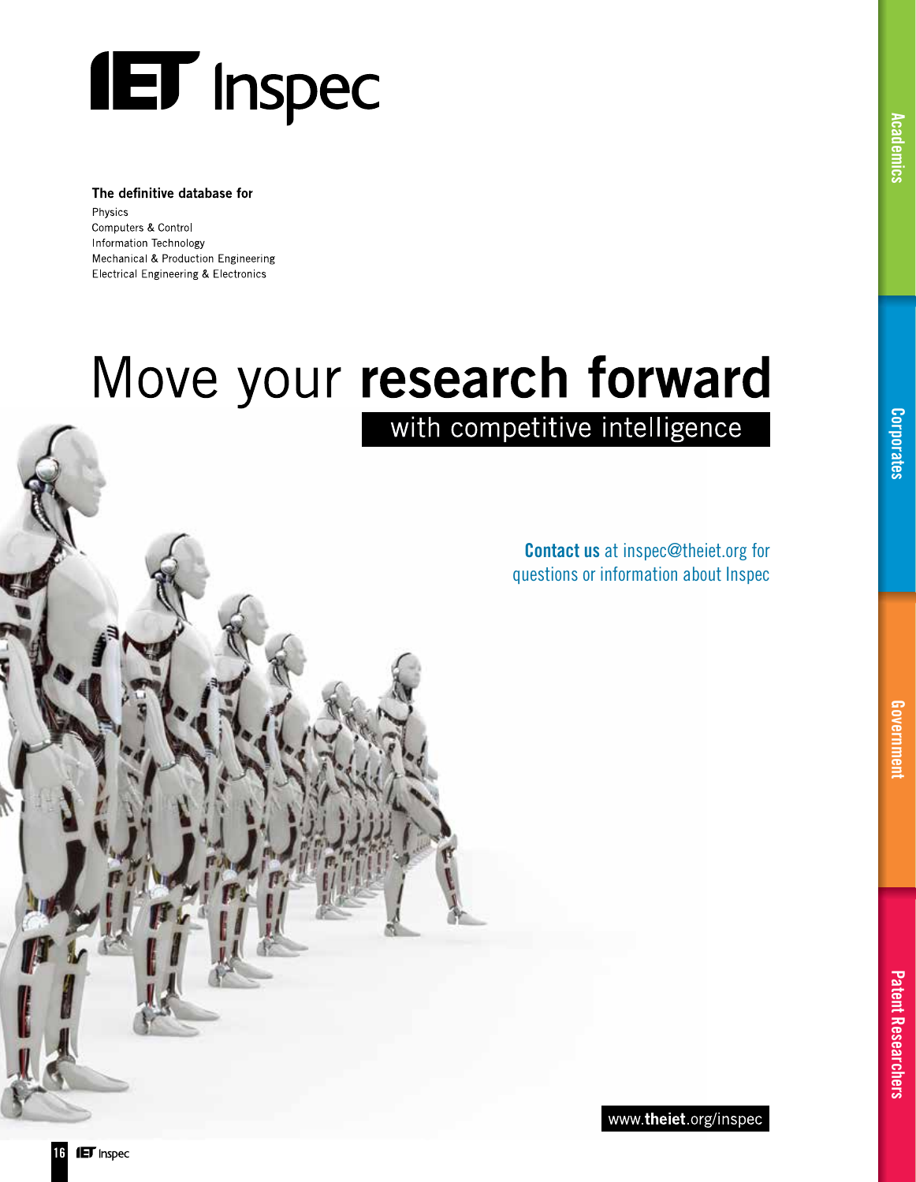# IET Inspec

**The definitive database for**

Physics
Computers & Control
Information Technology
Mechanical & Production Engineering
Electrical Engineering & Electronics

## Move your **research forward**

with competitive intelligence

**Contact us** at inspec@theiet.org for questions or information about Inspec

www.**theiet**.org/inspec

Academics

Corporates

Government

Patent Researchers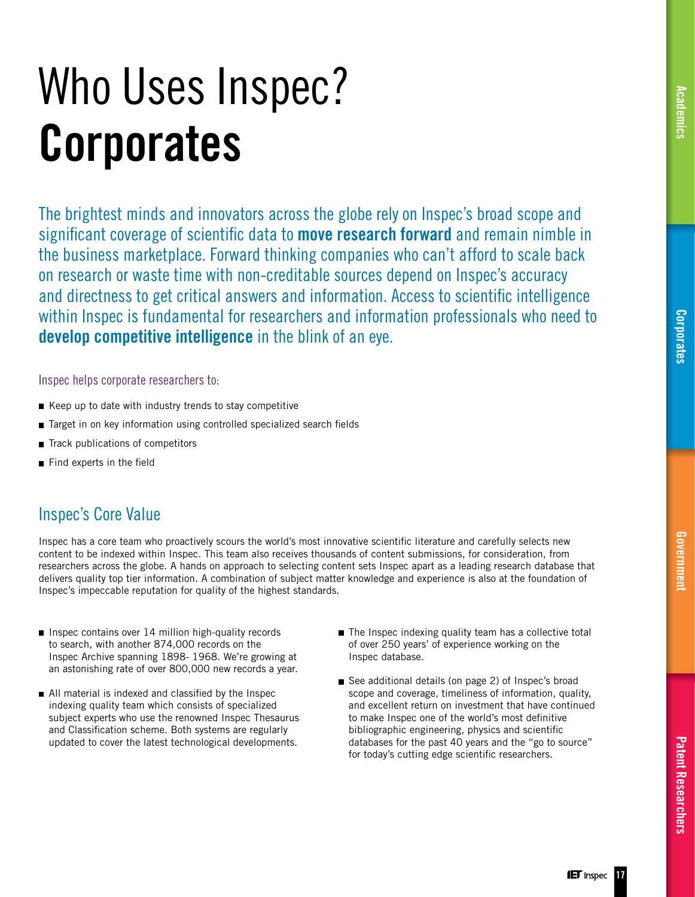# Who Uses Inspec?
# **Corporates**

The brightest minds and innovators across the globe rely on Inspec's broad scope and significant coverage of scientific data to **move research forward** and remain nimble in the business marketplace. Forward thinking companies who can't afford to scale back on research or waste time with non-creditable sources depend on Inspec's accuracy and directness to get critical answers and information. Access to scientific intelligence within Inspec is fundamental for researchers and information professionals who need to **develop competitive intelligence** in the blink of an eye.

Inspec helps corporate researchers to:

- Keep up to date with industry trends to stay competitive
- Target in on key information using controlled specialized search fields
- Track publications of competitors
- Find experts in the field

## Inspec's Core Value

Inspec has a core team who proactively scours the world's most innovative scientific literature and carefully selects new content to be indexed within Inspec. This team also receives thousands of content submissions, for consideration, from researchers across the globe. A hands on approach to selecting content sets Inspec apart as a leading research database that delivers quality top tier information. A combination of subject matter knowledge and experience is also at the foundation of Inspec's impeccable reputation for quality of the highest standards.

- Inspec contains over 14 million high-quality records to search, with another 874,000 records on the Inspec Archive spanning 1898- 1968. We're growing at an astonishing rate of over 800,000 new records a year.
- All material is indexed and classified by the Inspec indexing quality team which consists of specialized subject experts who use the renowned Inspec Thesaurus and Classification scheme. Both systems are regularly updated to cover the latest technological developments.
- The Inspec indexing quality team has a collective total of over 250 years' of experience working on the Inspec database.
- See additional details (on page 2) of Inspec's broad scope and coverage, timeliness of information, quality, and excellent return on investment that have continued to make Inspec one of the world's most definitive bibliographic engineering, physics and scientific databases for the past 40 years and the "go to source" for today's cutting edge scientific researchers.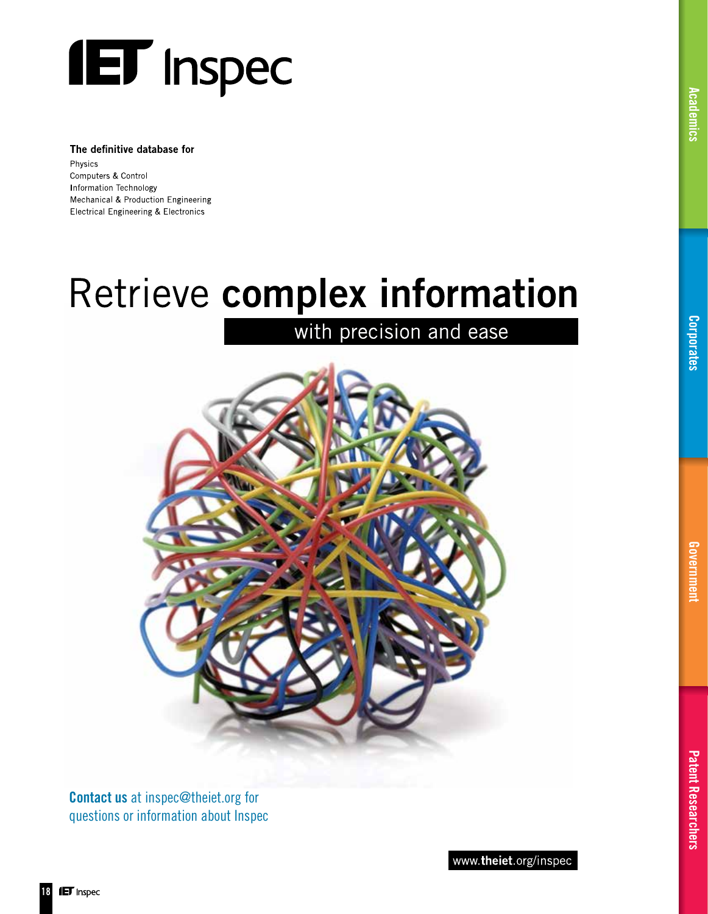# IET Inspec

**The definitive database for**

Physics
Computers & Control
Information Technology
Mechanical & Production Engineering
Electrical Engineering & Electronics

## Retrieve **complex information**

### with precision and ease

**Contact us** at inspec@theiet.org for questions or information about Inspec

www.**theiet**.org/inspec

Academics

Corporates

Government

Patent Researchers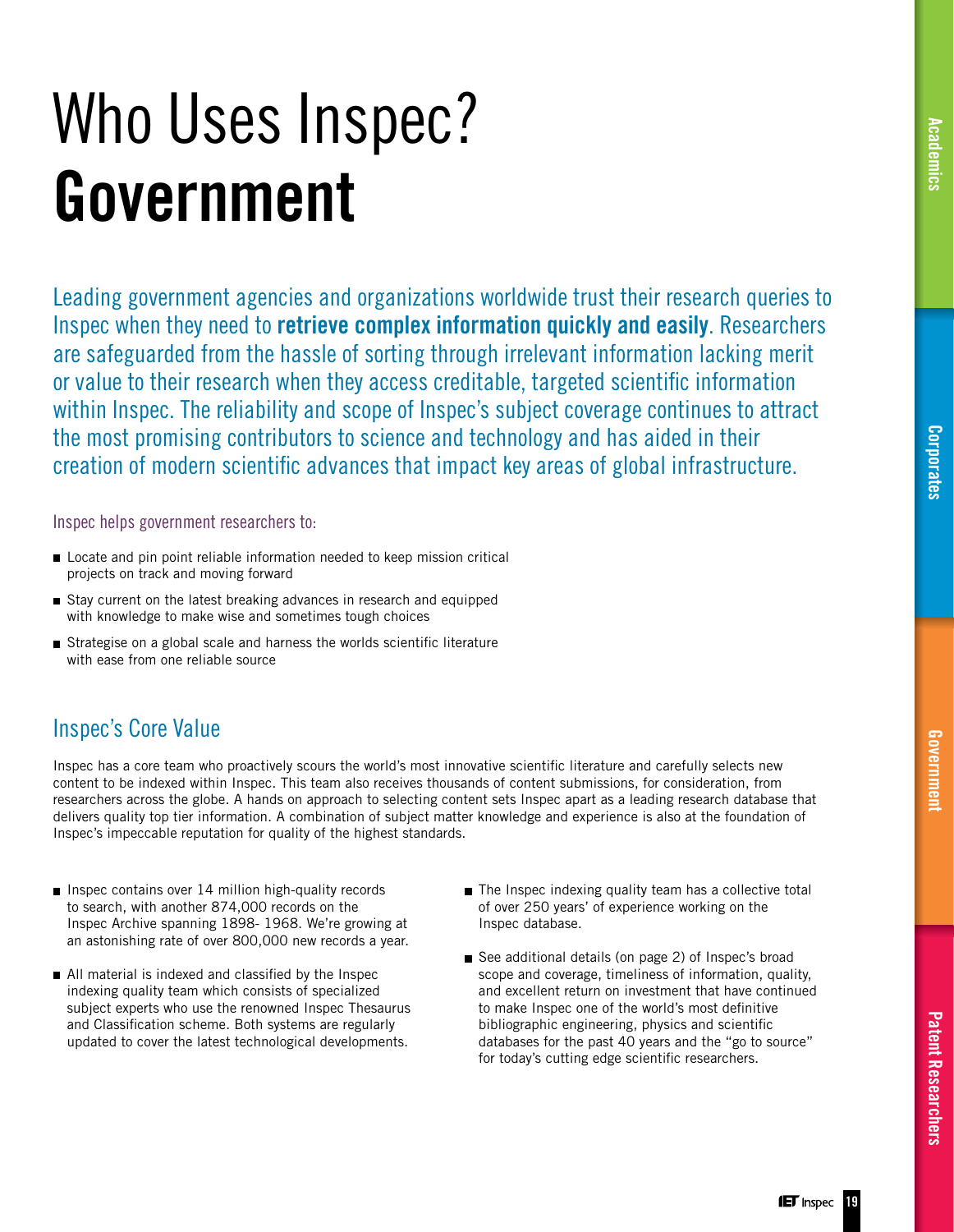# Who Uses Inspec? **Government**

Leading government agencies and organizations worldwide trust their research queries to Inspec when they need to **retrieve complex information quickly and easily**. Researchers are safeguarded from the hassle of sorting through irrelevant information lacking merit or value to their research when they access creditable, targeted scientific information within Inspec. The reliability and scope of Inspec's subject coverage continues to attract the most promising contributors to science and technology and has aided in their creation of modern scientific advances that impact key areas of global infrastructure.

Inspec helps government researchers to:

- Locate and pin point reliable information needed to keep mission critical projects on track and moving forward
- Stay current on the latest breaking advances in research and equipped with knowledge to make wise and sometimes tough choices
- Strategise on a global scale and harness the worlds scientific literature with ease from one reliable source

## Inspec's Core Value

Inspec has a core team who proactively scours the world's most innovative scientific literature and carefully selects new content to be indexed within Inspec. This team also receives thousands of content submissions, for consideration, from researchers across the globe. A hands on approach to selecting content sets Inspec apart as a leading research database that delivers quality top tier information. A combination of subject matter knowledge and experience is also at the foundation of Inspec's impeccable reputation for quality of the highest standards.

- Inspec contains over 14 million high-quality records to search, with another 874,000 records on the Inspec Archive spanning 1898- 1968. We're growing at an astonishing rate of over 800,000 new records a year.
- All material is indexed and classified by the Inspec indexing quality team which consists of specialized subject experts who use the renowned Inspec Thesaurus and Classification scheme. Both systems are regularly updated to cover the latest technological developments.
- The Inspec indexing quality team has a collective total of over 250 years' of experience working on the Inspec database.
- See additional details (on page 2) of Inspec's broad scope and coverage, timeliness of information, quality, and excellent return on investment that have continued to make Inspec one of the world's most definitive bibliographic engineering, physics and scientific databases for the past 40 years and the "go to source" for today's cutting edge scientific researchers.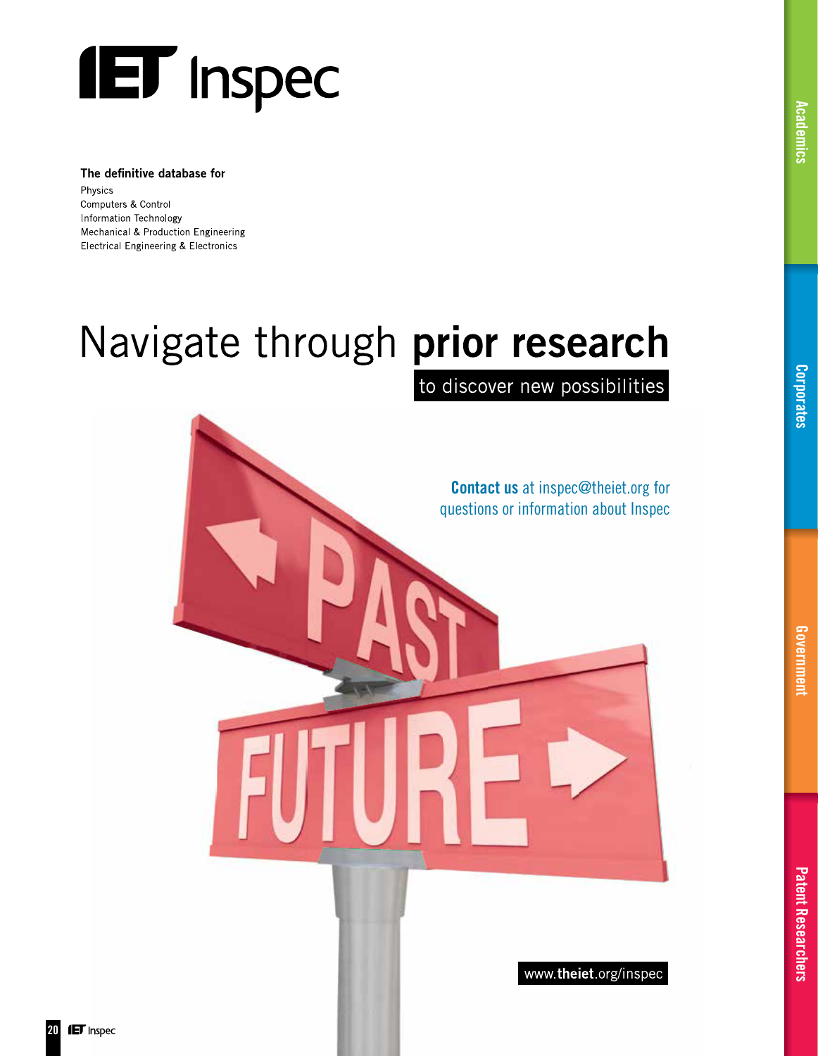# IET Inspec

**The definitive database for**

Physics
Computers & Control
Information Technology
Mechanical & Production Engineering
Electrical Engineering & Electronics

## Navigate through **prior research**

**to discover new possibilities**

**Contact us** at inspec@theiet.org for questions or information about Inspec

www.**theiet**.org/inspec

Academics

Corporates

Government

Patent Researchers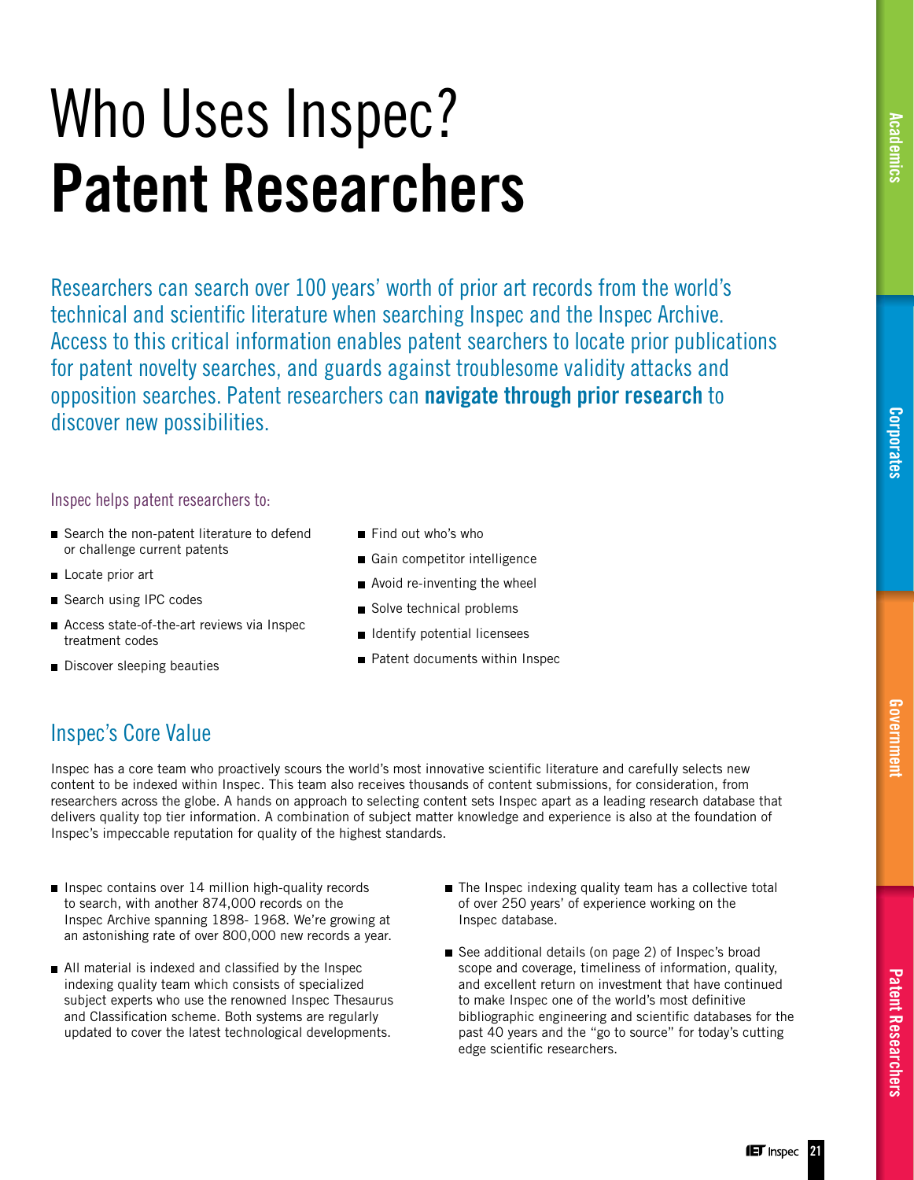# Who Uses Inspec?
# **Patent Researchers**

Researchers can search over 100 years' worth of prior art records from the world's technical and scientific literature when searching Inspec and the Inspec Archive. Access to this critical information enables patent searchers to locate prior publications for patent novelty searches, and guards against troublesome validity attacks and opposition searches. Patent researchers can **navigate through prior research** to discover new possibilities.

Inspec helps patent researchers to:

- Search the non-patent literature to defend or challenge current patents
- Locate prior art
- Search using IPC codes
- Access state-of-the-art reviews via Inspec treatment codes
- Discover sleeping beauties
- Find out who's who
- Gain competitor intelligence
- Avoid re-inventing the wheel
- Solve technical problems
- Identify potential licensees
- Patent documents within Inspec

## Inspec's Core Value

Inspec has a core team who proactively scours the world's most innovative scientific literature and carefully selects new content to be indexed within Inspec. This team also receives thousands of content submissions, for consideration, from researchers across the globe. A hands on approach to selecting content sets Inspec apart as a leading research database that delivers quality top tier information. A combination of subject matter knowledge and experience is also at the foundation of Inspec's impeccable reputation for quality of the highest standards.

- Inspec contains over 14 million high-quality records to search, with another 874,000 records on the Inspec Archive spanning 1898- 1968. We're growing at an astonishing rate of over 800,000 new records a year.
- All material is indexed and classified by the Inspec indexing quality team which consists of specialized subject experts who use the renowned Inspec Thesaurus and Classification scheme. Both systems are regularly updated to cover the latest technological developments.
- The Inspec indexing quality team has a collective total of over 250 years' of experience working on the Inspec database.
- See additional details (on page 2) of Inspec's broad scope and coverage, timeliness of information, quality, and excellent return on investment that have continued to make Inspec one of the world's most definitive bibliographic engineering and scientific databases for the past 40 years and the "go to source" for today's cutting edge scientific researchers.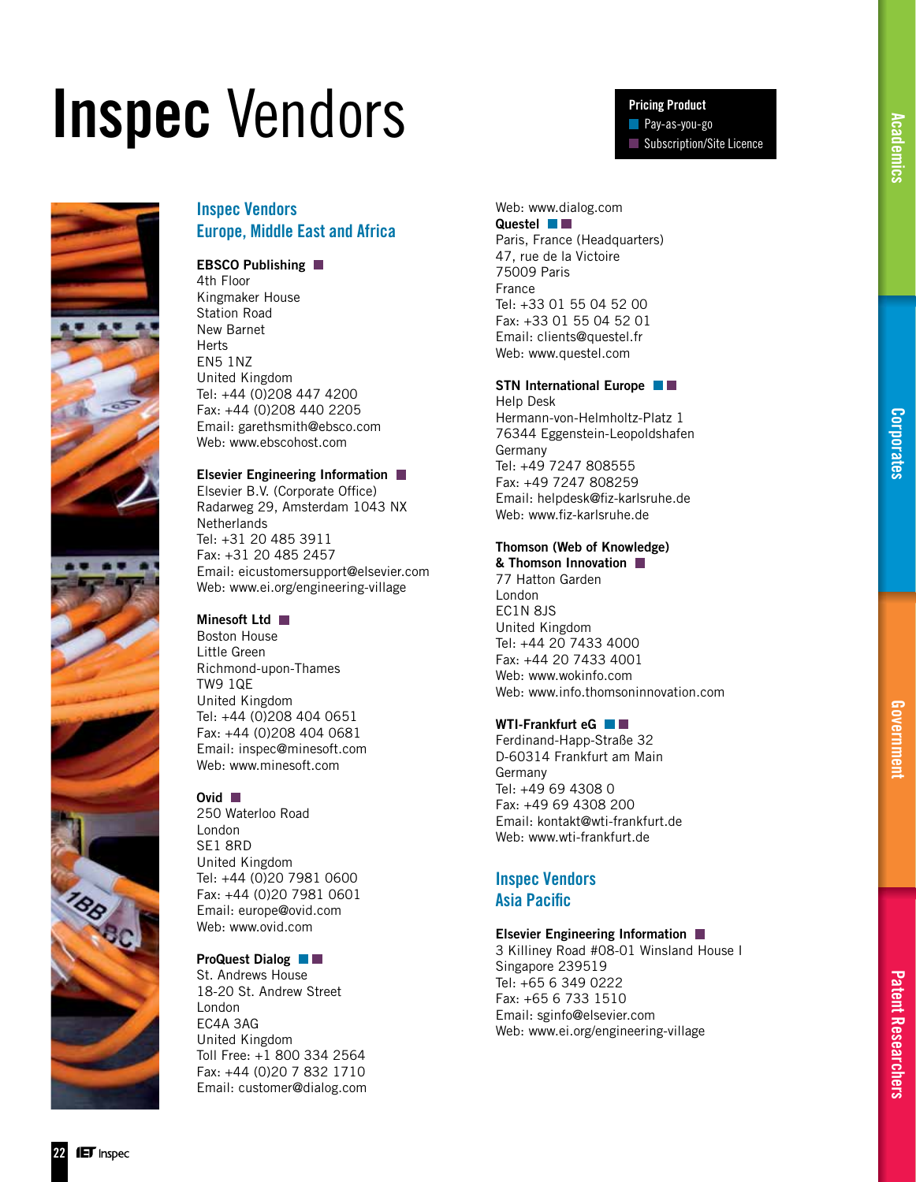# Inspec Vendors

**Pricing Product**
- ■ Pay-as-you-go
- ■ Subscription/Site Licence

## Inspec Vendors Europe, Middle East and Africa

**EBSCO Publishing** ■
4th Floor
Kingmaker House
Station Road
New Barnet
Herts
EN5 1NZ
United Kingdom
Tel: +44 (0)208 447 4200
Fax: +44 (0)208 440 2205
Email: garethsmith@ebsco.com
Web: www.ebscohost.com

**Elsevier Engineering Information** ■
Elsevier B.V. (Corporate Office)
Radarweg 29, Amsterdam 1043 NX
Netherlands
Tel: +31 20 485 3911
Fax: +31 20 485 2457
Email: eicustomersupport@elsevier.com
Web: www.ei.org/engineering-village

**Minesoft Ltd** ■
Boston House
Little Green
Richmond-upon-Thames
TW9 1QE
United Kingdom
Tel: +44 (0)208 404 0651
Fax: +44 (0)208 404 0681
Email: inspec@minesoft.com
Web: www.minesoft.com

**Ovid** ■
250 Waterloo Road
London
SE1 8RD
United Kingdom
Tel: +44 (0)20 7981 0600
Fax: +44 (0)20 7981 0601
Email: europe@ovid.com
Web: www.ovid.com

**ProQuest Dialog** ■ ■
St. Andrews House
18-20 St. Andrew Street
London
EC4A 3AG
United Kingdom
Toll Free: +1 800 334 2564
Fax: +44 (0)20 7 832 1710
Email: customer@dialog.com
Web: www.dialog.com

**Questel** ■ ■
Paris, France (Headquarters)
47, rue de la Victoire
75009 Paris
France
Tel: +33 01 55 04 52 00
Fax: +33 01 55 04 52 01
Email: clients@questel.fr
Web: www.questel.com

**STN International Europe** ■ ■
Help Desk
Hermann-von-Helmholtz-Platz 1
76344 Eggenstein-Leopoldshafen
Germany
Tel: +49 7247 808555
Fax: +49 7247 808259
Email: helpdesk@fiz-karlsruhe.de
Web: www.fiz-karlsruhe.de

**Thomson (Web of Knowledge) & Thomson Innovation** ■
77 Hatton Garden
London
EC1N 8JS
United Kingdom
Tel: +44 20 7433 4000
Fax: +44 20 7433 4001
Web: www.wokinfo.com
Web: www.info.thomsoninnovation.com

**WTI-Frankfurt eG** ■ ■
Ferdinand-Happ-Straße 32
D-60314 Frankfurt am Main
Germany
Tel: +49 69 4308 0
Fax: +49 69 4308 200
Email: kontakt@wti-frankfurt.de
Web: www.wti-frankfurt.de

## Inspec Vendors Asia Pacific

**Elsevier Engineering Information** ■
3 Killiney Road #08-01 Winsland House I
Singapore 239519
Tel: +65 6 349 0222
Fax: +65 6 733 1510
Email: sginfo@elsevier.com
Web: www.ei.org/engineering-village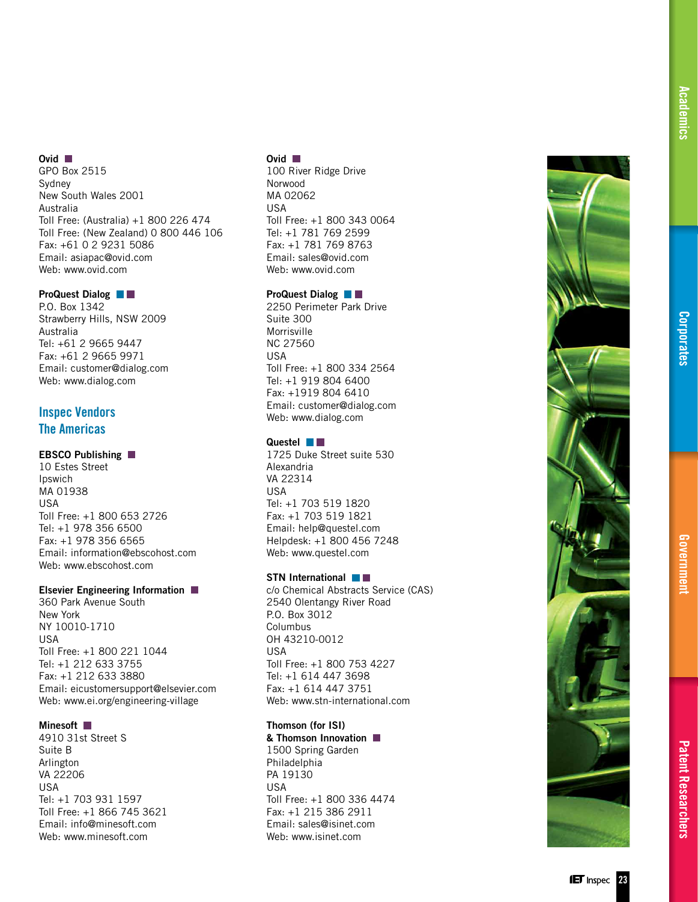**Ovid**

GPO Box 2515
Sydney
New South Wales 2001
Australia
Toll Free: (Australia) +1 800 226 474
Toll Free: (New Zealand) 0 800 446 106
Fax: +61 0 2 9231 5086
Email: asiapac@ovid.com
Web: www.ovid.com

**ProQuest Dialog**

P.O. Box 1342
Strawberry Hills, NSW 2009
Australia
Tel: +61 2 9665 9447
Fax: +61 2 9665 9971
Email: customer@dialog.com
Web: www.dialog.com

## Inspec Vendors The Americas

**EBSCO Publishing**

10 Estes Street
Ipswich
MA 01938
USA
Toll Free: +1 800 653 2726
Tel: +1 978 356 6500
Fax: +1 978 356 6565
Email: information@ebscohost.com
Web: www.ebscohost.com

**Elsevier Engineering Information**

360 Park Avenue South
New York
NY 10010-1710
USA
Toll Free: +1 800 221 1044
Tel: +1 212 633 3755
Fax: +1 212 633 3880
Email: eicustomersupport@elsevier.com
Web: www.ei.org/engineering-village

**Minesoft**

4910 31st Street S
Suite B
Arlington
VA 22206
USA
Tel: +1 703 931 1597
Toll Free: +1 866 745 3621
Email: info@minesoft.com
Web: www.minesoft.com

**Ovid**

100 River Ridge Drive
Norwood
MA 02062
USA
Toll Free: +1 800 343 0064
Tel: +1 781 769 2599
Fax: +1 781 769 8763
Email: sales@ovid.com
Web: www.ovid.com

**ProQuest Dialog**

2250 Perimeter Park Drive
Suite 300
Morrisville
NC 27560
USA
Toll Free: +1 800 334 2564
Tel: +1 919 804 6400
Fax: +1919 804 6410
Email: customer@dialog.com
Web: www.dialog.com

**Questel**

1725 Duke Street suite 530
Alexandria
VA 22314
USA
Tel: +1 703 519 1820
Fax: +1 703 519 1821
Email: help@questel.com
Helpdesk: +1 800 456 7248
Web: www.questel.com

**STN International**

c/o Chemical Abstracts Service (CAS)
2540 Olentangy River Road
P.O. Box 3012
Columbus
OH 43210-0012
USA
Toll Free: +1 800 753 4227
Tel: +1 614 447 3698
Fax: +1 614 447 3751
Web: www.stn-international.com

**Thomson (for ISI) & Thomson Innovation**

1500 Spring Garden
Philadelphia
PA 19130
USA
Toll Free: +1 800 336 4474
Fax: +1 215 386 2911
Email: sales@isinet.com
Web: www.isinet.com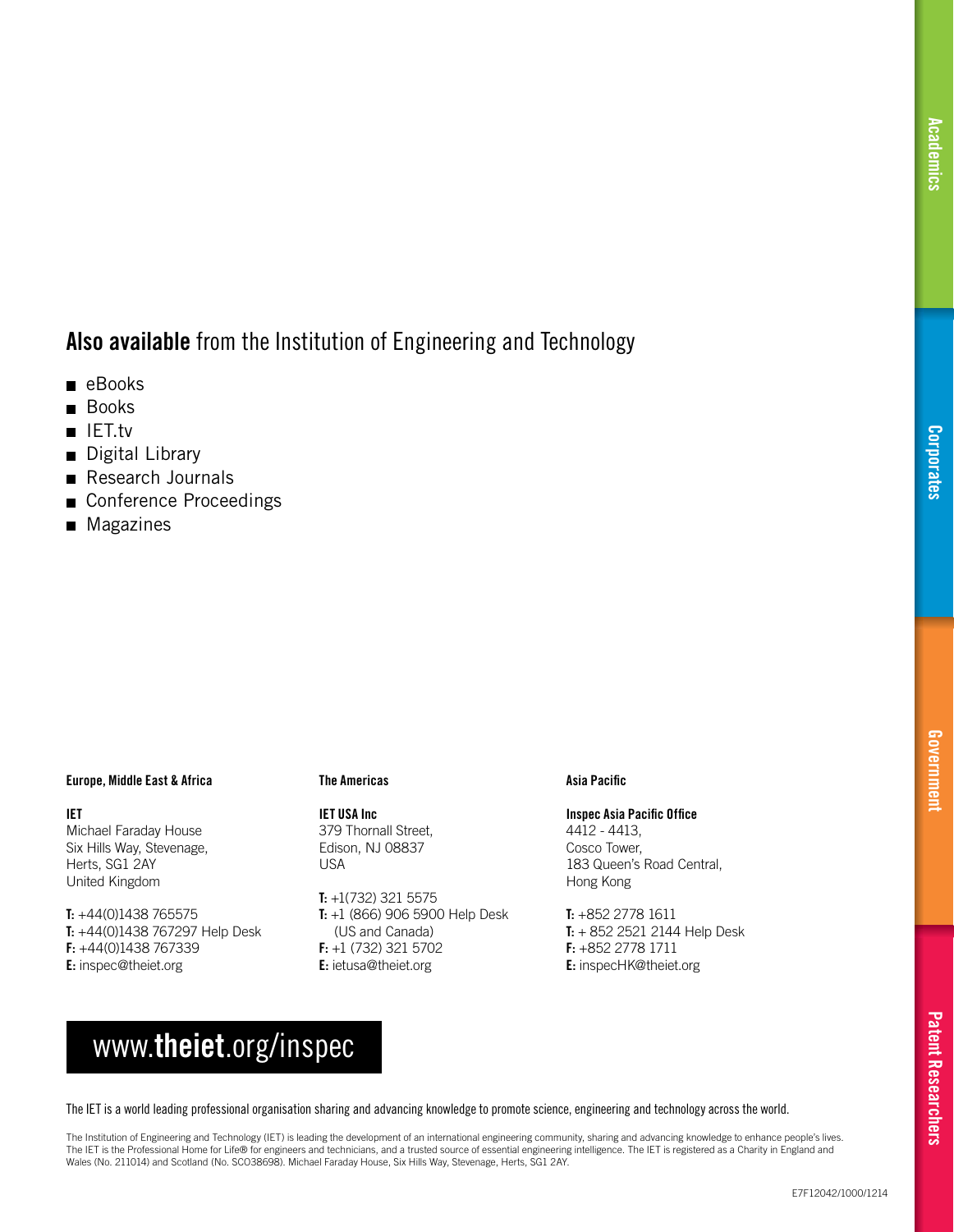## **Also available** from the Institution of Engineering and Technology

- eBooks
- Books
- IET.tv
- Digital Library
- Research Journals
- Conference Proceedings
- Magazines

**Europe, Middle East & Africa**

**IET**
Michael Faraday House
Six Hills Way, Stevenage,
Herts, SG1 2AY
United Kingdom

**T:** +44(0)1438 765575
**T:** +44(0)1438 767297 Help Desk
**F:** +44(0)1438 767339
**E:** inspec@theiet.org

**The Americas**

**IET USA Inc**
379 Thornall Street,
Edison, NJ 08837
USA

**T:** +1(732) 321 5575
**T:** +1 (866) 906 5900 Help Desk (US and Canada)
**F:** +1 (732) 321 5702
**E:** ietusa@theiet.org

**Asia Pacific**

**Inspec Asia Pacific Office**
4412 - 4413,
Cosco Tower,
183 Queen's Road Central,
Hong Kong

**T:** +852 2778 1611
**T:** + 852 2521 2144 Help Desk
**F:** +852 2778 1711
**E:** inspecHK@theiet.org

www.**theiet**.org/inspec

The IET is a world leading professional organisation sharing and advancing knowledge to promote science, engineering and technology across the world.

The Institution of Engineering and Technology (IET) is leading the development of an international engineering community, sharing and advancing knowledge to enhance people's lives. The IET is the Professional Home for Life® for engineers and technicians, and a trusted source of essential engineering intelligence. The IET is registered as a Charity in England and Wales (No. 211014) and Scotland (No. SCO38698). Michael Faraday House, Six Hills Way, Stevenage, Herts, SG1 2AY.

E7F12042/1000/1214

Academics

Corporates

Government

Patent Researchers